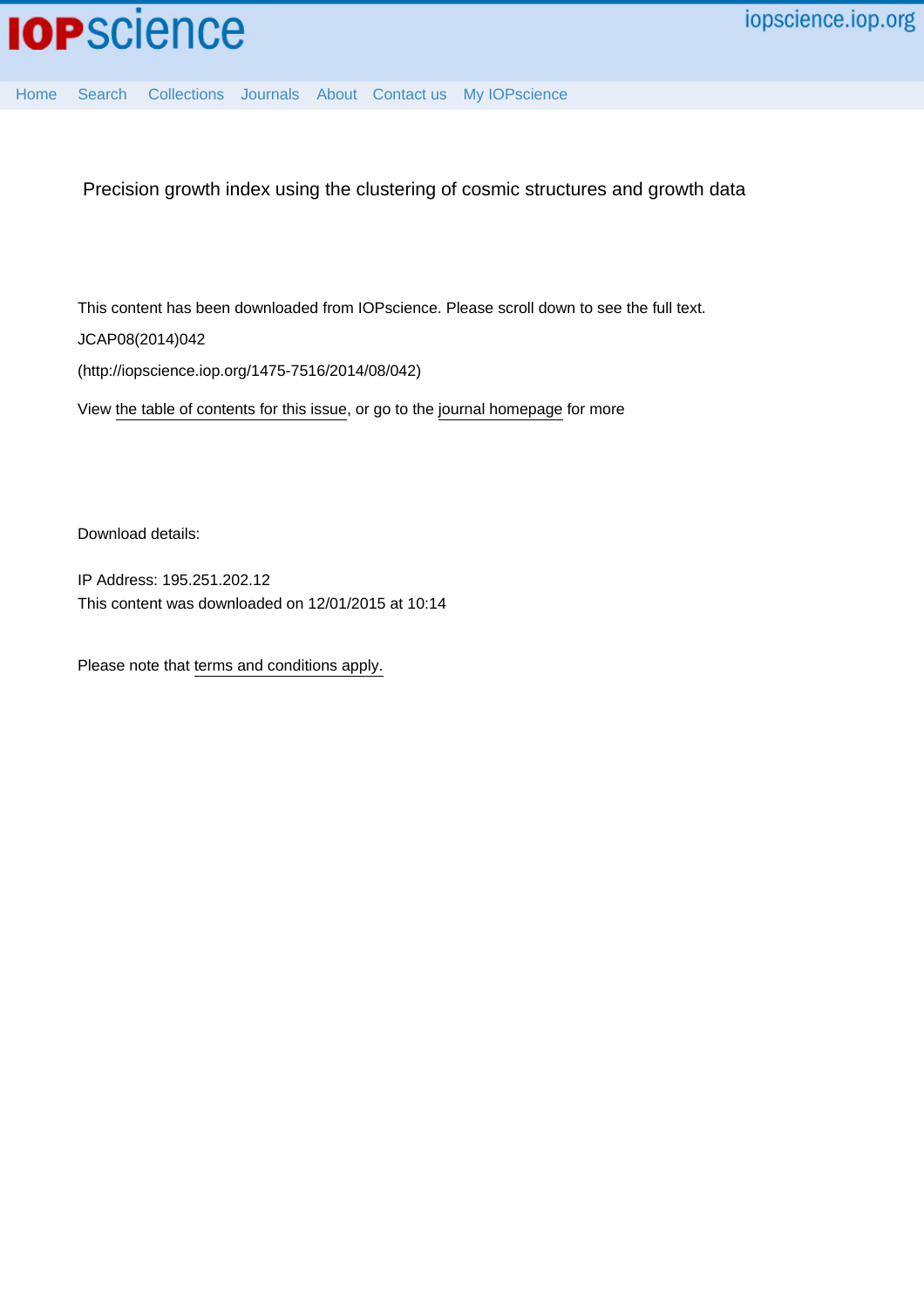# Precision growth index using the clustering of cosmic structures and growth data

This content has been downloaded from IOPscience. Please scroll down to see the full text.

JCAP08(2014)042

(http://iopscience.iop.org/1475-7516/2014/08/042)

View the table of contents for this issue, or go to the journal homepage for more

Download details:

IP Address: 195.251.202.12

This content was downloaded on 12/01/2015 at 10:14

Please note that terms and conditions apply.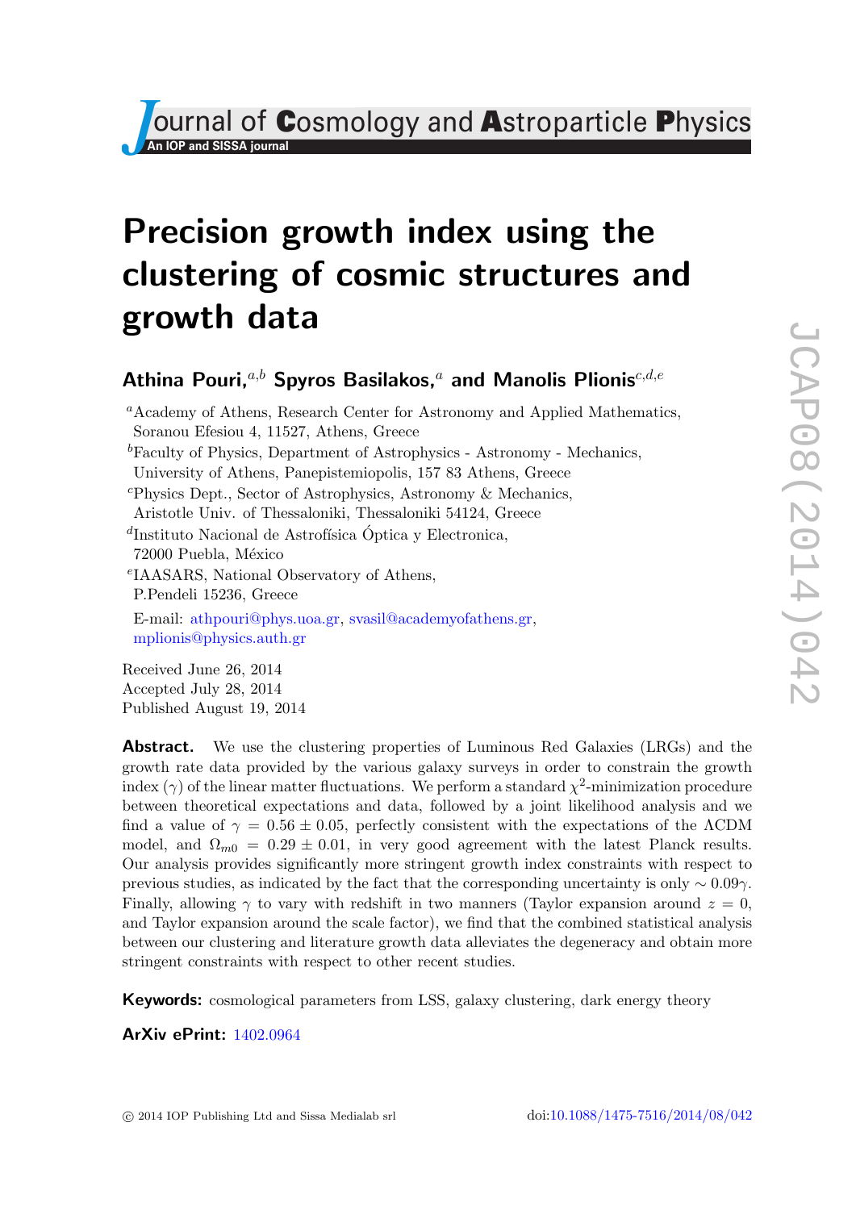# Precision growth index using the clustering of cosmic structures and growth data

**Athina Pouri,**[a,b] **Spyros Basilakos,**[a] **and Manolis Plionis**[c,d,e]

[a]Academy of Athens, Research Center for Astronomy and Applied Mathematics, Soranou Efesiou 4, 11527, Athens, Greece

[b]Faculty of Physics, Department of Astrophysics - Astronomy - Mechanics, University of Athens, Panepistemiopolis, 157 83 Athens, Greece

[c]Physics Dept., Sector of Astrophysics, Astronomy & Mechanics, Aristotle Univ. of Thessaloniki, Thessaloniki 54124, Greece

[d]Instituto Nacional de Astrofísica Óptica y Electronica, 72000 Puebla, México

[e]IAASARS, National Observatory of Athens, P.Pendeli 15236, Greece

E-mail: athpouri@phys.uoa.gr, svasil@academyofathens.gr, mplionis@physics.auth.gr

Received June 26, 2014
Accepted July 28, 2014
Published August 19, 2014

**Abstract.** We use the clustering properties of Luminous Red Galaxies (LRGs) and the growth rate data provided by the various galaxy surveys in order to constrain the growth index ($\gamma$) of the linear matter fluctuations. We perform a standard $\chi^2$-minimization procedure between theoretical expectations and data, followed by a joint likelihood analysis and we find a value of $\gamma = 0.56 \pm 0.05$, perfectly consistent with the expectations of the $\Lambda$CDM model, and $\Omega_{m0} = 0.29 \pm 0.01$, in very good agreement with the latest Planck results. Our analysis provides significantly more stringent growth index constraints with respect to previous studies, as indicated by the fact that the corresponding uncertainty is only $\sim 0.09\gamma$. Finally, allowing $\gamma$ to vary with redshift in two manners (Taylor expansion around $z = 0$, and Taylor expansion around the scale factor), we find that the combined statistical analysis between our clustering and literature growth data alleviates the degeneracy and obtain more stringent constraints with respect to other recent studies.

**Keywords:** cosmological parameters from LSS, galaxy clustering, dark energy theory

**ArXiv ePrint:** 1402.0964

© 2014 IOP Publishing Ltd and Sissa Medialab srl    doi:10.1088/1475-7516/2014/08/042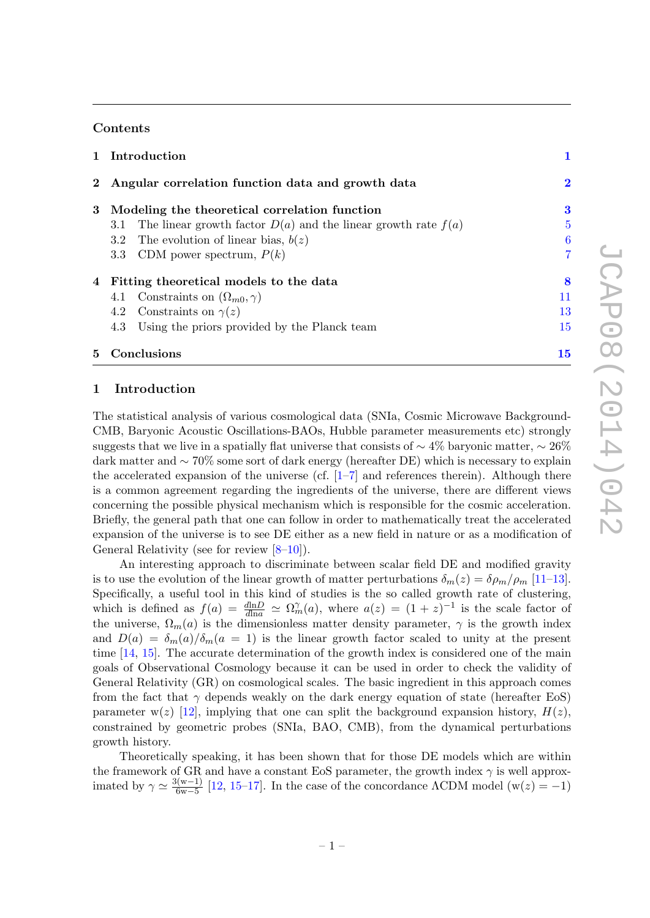## Contents

| | | |
|---|---|---|
| **1** | **Introduction** | **1** |
| **2** | **Angular correlation function data and growth data** | **2** |
| **3** | **Modeling the theoretical correlation function** | **3** |
| | 3.1 The linear growth factor $D(a)$ and the linear growth rate $f(a)$ | 5 |
| | 3.2 The evolution of linear bias, $b(z)$ | 6 |
| | 3.3 CDM power spectrum, $P(k)$ | 7 |
| **4** | **Fitting theoretical models to the data** | **8** |
| | 4.1 Constraints on $(\Omega_{m0}, \gamma)$ | 11 |
| | 4.2 Constraints on $\gamma(z)$ | 13 |
| | 4.3 Using the priors provided by the Planck team | 15 |
| **5** | **Conclusions** | **15** |

## 1 Introduction

The statistical analysis of various cosmological data (SNIa, Cosmic Microwave Background-CMB, Baryonic Acoustic Oscillations-BAOs, Hubble parameter measurements etc) strongly suggests that we live in a spatially flat universe that consists of $\sim 4\%$ baryonic matter, $\sim 26\%$ dark matter and $\sim 70\%$ some sort of dark energy (hereafter DE) which is necessary to explain the accelerated expansion of the universe (cf. [1–7] and references therein). Although there is a common agreement regarding the ingredients of the universe, there are different views concerning the possible physical mechanism which is responsible for the cosmic acceleration. Briefly, the general path that one can follow in order to mathematically treat the accelerated expansion of the universe is to see DE either as a new field in nature or as a modification of General Relativity (see for review [8–10]).

An interesting approach to discriminate between scalar field DE and modified gravity is to use the evolution of the linear growth of matter perturbations $\delta_m(z) = \delta\rho_m/\rho_m$ [11–13]. Specifically, a useful tool in this kind of studies is the so called growth rate of clustering, which is defined as $f(a) = \frac{d\ln D}{d\ln a} \simeq \Omega_m^{\gamma}(a)$, where $a(z) = (1+z)^{-1}$ is the scale factor of the universe, $\Omega_m(a)$ is the dimensionless matter density parameter, $\gamma$ is the growth index and $D(a) = \delta_m(a)/\delta_m(a=1)$ is the linear growth factor scaled to unity at the present time [14, 15]. The accurate determination of the growth index is considered one of the main goals of Observational Cosmology because it can be used in order to check the validity of General Relativity (GR) on cosmological scales. The basic ingredient in this approach comes from the fact that $\gamma$ depends weakly on the dark energy equation of state (hereafter EoS) parameter $\mathrm{w}(z)$ [12], implying that one can split the background expansion history, $H(z)$, constrained by geometric probes (SNIa, BAO, CMB), from the dynamical perturbations growth history.

Theoretically speaking, it has been shown that for those DE models which are within the framework of GR and have a constant EoS parameter, the growth index $\gamma$ is well approximated by $\gamma \simeq \frac{3(\mathrm{w}-1)}{6\mathrm{w}-5}$ [12, 15–17]. In the case of the concordance $\Lambda$CDM model ($\mathrm{w}(z) = -1$)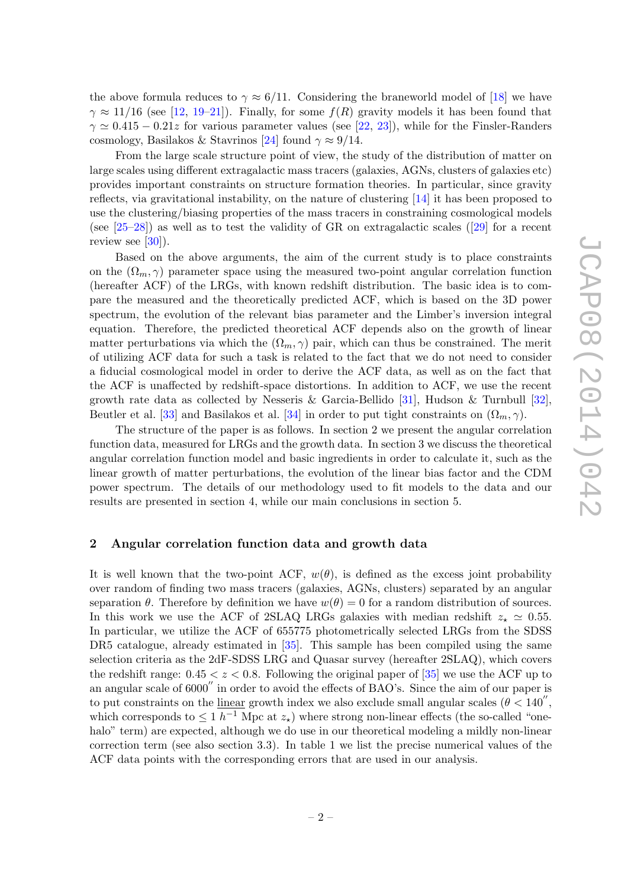the above formula reduces to $\gamma \approx 6/11$. Considering the braneworld model of [18] we have $\gamma \approx 11/16$ (see [12, 19–21]). Finally, for some $f(R)$ gravity models it has been found that $\gamma \simeq 0.415 - 0.21z$ for various parameter values (see [22, 23]), while for the Finsler-Randers cosmology, Basilakos & Stavrinos [24] found $\gamma \approx 9/14$.

From the large scale structure point of view, the study of the distribution of matter on large scales using different extragalactic mass tracers (galaxies, AGNs, clusters of galaxies etc) provides important constraints on structure formation theories. In particular, since gravity reflects, via gravitational instability, on the nature of clustering [14] it has been proposed to use the clustering/biasing properties of the mass tracers in constraining cosmological models (see [25–28]) as well as to test the validity of GR on extragalactic scales ([29] for a recent review see [30]).

Based on the above arguments, the aim of the current study is to place constraints on the $(\Omega_m, \gamma)$ parameter space using the measured two-point angular correlation function (hereafter ACF) of the LRGs, with known redshift distribution. The basic idea is to compare the measured and the theoretically predicted ACF, which is based on the 3D power spectrum, the evolution of the relevant bias parameter and the Limber's inversion integral equation. Therefore, the predicted theoretical ACF depends also on the growth of linear matter perturbations via which the $(\Omega_m, \gamma)$ pair, which can thus be constrained. The merit of utilizing ACF data for such a task is related to the fact that we do not need to consider a fiducial cosmological model in order to derive the ACF data, as well as on the fact that the ACF is unaffected by redshift-space distortions. In addition to ACF, we use the recent growth rate data as collected by Nesseris & Garcia-Bellido [31], Hudson & Turnbull [32], Beutler et al. [33] and Basilakos et al. [34] in order to put tight constraints on $(\Omega_m, \gamma)$.

The structure of the paper is as follows. In section 2 we present the angular correlation function data, measured for LRGs and the growth data. In section 3 we discuss the theoretical angular correlation function model and basic ingredients in order to calculate it, such as the linear growth of matter perturbations, the evolution of the linear bias factor and the CDM power spectrum. The details of our methodology used to fit models to the data and our results are presented in section 4, while our main conclusions in section 5.

## 2 Angular correlation function data and growth data

It is well known that the two-point ACF, $w(\theta)$, is defined as the excess joint probability over random of finding two mass tracers (galaxies, AGNs, clusters) separated by an angular separation $\theta$. Therefore by definition we have $w(\theta) = 0$ for a random distribution of sources. In this work we use the ACF of 2SLAQ LRGs galaxies with median redshift $z_\star \simeq 0.55$. In particular, we utilize the ACF of 655775 photometrically selected LRGs from the SDSS DR5 catalogue, already estimated in [35]. This sample has been compiled using the same selection criteria as the 2dF-SDSS LRG and Quasar survey (hereafter 2SLAQ), which covers the redshift range: $0.45 < z < 0.8$. Following the original paper of [35] we use the ACF up to an angular scale of $6000''$ in order to avoid the effects of BAO's. Since the aim of our paper is to put constraints on the linear growth index we also exclude small angular scales ($\theta < 140''$, which corresponds to $\leq 1\ h^{-1}$ Mpc at $z_\star$) where strong non-linear effects (the so-called "one-halo" term) are expected, although we do use in our theoretical modeling a mildly non-linear correction term (see also section 3.3). In table 1 we list the precise numerical values of the ACF data points with the corresponding errors that are used in our analysis.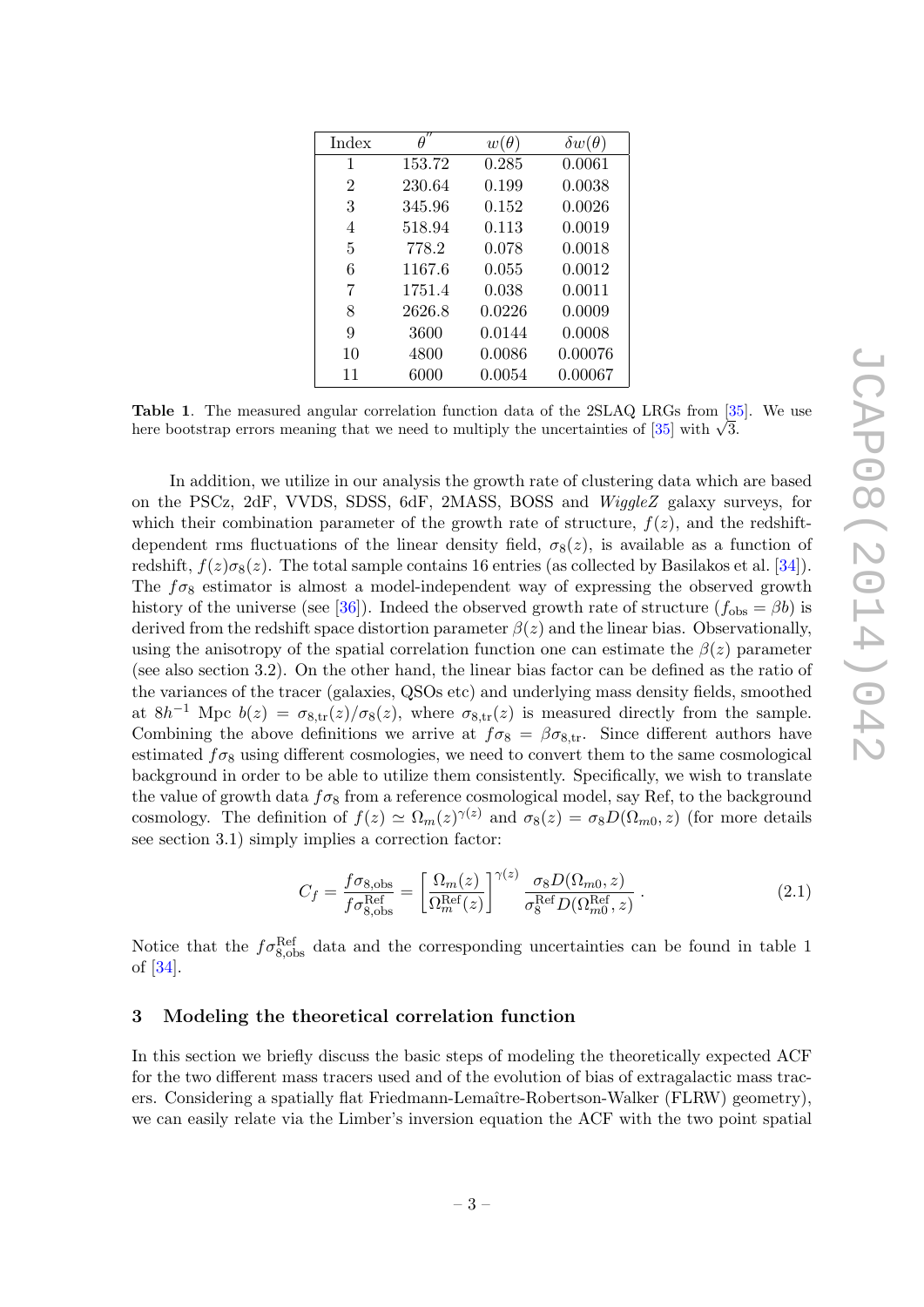| Index | $\theta''$ | $w(\theta)$ | $\delta w(\theta)$ |
|---|---|---|---|
| 1 | 153.72 | 0.285 | 0.0061 |
| 2 | 230.64 | 0.199 | 0.0038 |
| 3 | 345.96 | 0.152 | 0.0026 |
| 4 | 518.94 | 0.113 | 0.0019 |
| 5 | 778.2 | 0.078 | 0.0018 |
| 6 | 1167.6 | 0.055 | 0.0012 |
| 7 | 1751.4 | 0.038 | 0.0011 |
| 8 | 2626.8 | 0.0226 | 0.0009 |
| 9 | 3600 | 0.0144 | 0.0008 |
| 10 | 4800 | 0.0086 | 0.00076 |
| 11 | 6000 | 0.0054 | 0.00067 |

**Table 1**. The measured angular correlation function data of the 2SLAQ LRGs from [35]. We use here bootstrap errors meaning that we need to multiply the uncertainties of [35] with $\sqrt{3}$.

In addition, we utilize in our analysis the growth rate of clustering data which are based on the PSCz, 2dF, VVDS, SDSS, 6dF, 2MASS, BOSS and *WiggleZ* galaxy surveys, for which their combination parameter of the growth rate of structure, $f(z)$, and the redshift-dependent rms fluctuations of the linear density field, $\sigma_8(z)$, is available as a function of redshift, $f(z)\sigma_8(z)$. The total sample contains 16 entries (as collected by Basilakos et al. [34]). The $f\sigma_8$ estimator is almost a model-independent way of expressing the observed growth history of the universe (see [36]). Indeed the observed growth rate of structure ($f_{\rm obs} = \beta b$) is derived from the redshift space distortion parameter $\beta(z)$ and the linear bias. Observationally, using the anisotropy of the spatial correlation function one can estimate the $\beta(z)$ parameter (see also section 3.2). On the other hand, the linear bias factor can be defined as the ratio of the variances of the tracer (galaxies, QSOs etc) and underlying mass density fields, smoothed at $8h^{-1}$ Mpc $b(z) = \sigma_{8,\rm tr}(z)/\sigma_8(z)$, where $\sigma_{8,\rm tr}(z)$ is measured directly from the sample. Combining the above definitions we arrive at $f\sigma_8 = \beta\sigma_{8,\rm tr}$. Since different authors have estimated $f\sigma_8$ using different cosmologies, we need to convert them to the same cosmological background in order to be able to utilize them consistently. Specifically, we wish to translate the value of growth data $f\sigma_8$ from a reference cosmological model, say Ref, to the background cosmology. The definition of $f(z) \simeq \Omega_m(z)^{\gamma(z)}$ and $\sigma_8(z) = \sigma_8 D(\Omega_{m0}, z)$ (for more details see section 3.1) simply implies a correction factor:

$$C_f = \frac{f\sigma_{8,\rm obs}}{f\sigma_{8,\rm obs}^{\rm Ref}} = \left[\frac{\Omega_m(z)}{\Omega_m^{\rm Ref}(z)}\right]^{\gamma(z)} \frac{\sigma_8 D(\Omega_{m0}, z)}{\sigma_8^{\rm Ref} D(\Omega_{m0}^{\rm Ref}, z)} \,. \tag{2.1}$$

Notice that the $f\sigma_{8,\rm obs}^{\rm Ref}$ data and the corresponding uncertainties can be found in table 1 of [34].

## 3 Modeling the theoretical correlation function

In this section we briefly discuss the basic steps of modeling the theoretically expected ACF for the two different mass tracers used and of the evolution of bias of extragalactic mass tracers. Considering a spatially flat Friedmann-Lemaître-Robertson-Walker (FLRW) geometry, we can easily relate via the Limber's inversion equation the ACF with the two point spatial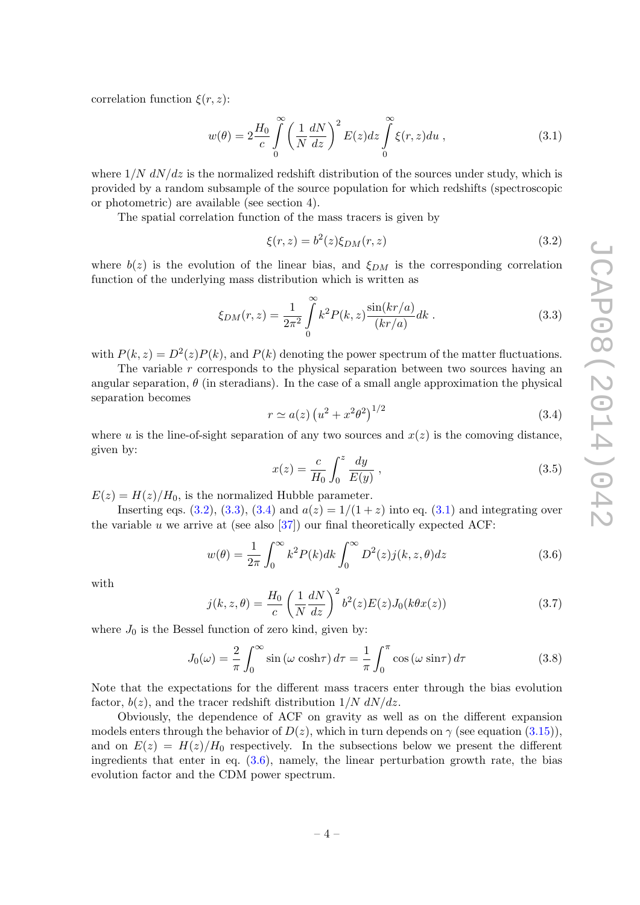correlation function $\xi(r, z)$:

$$w(\theta) = 2\frac{H_0}{c}\int_0^\infty \left(\frac{1}{N}\frac{dN}{dz}\right)^2 E(z)dz \int_0^\infty \xi(r,z)du \; , \tag{3.1}$$

where $1/N \; dN/dz$ is the normalized redshift distribution of the sources under study, which is provided by a random subsample of the source population for which redshifts (spectroscopic or photometric) are available (see section 4).

The spatial correlation function of the mass tracers is given by

$$\xi(r,z) = b^2(z)\xi_{DM}(r,z) \tag{3.2}$$

where $b(z)$ is the evolution of the linear bias, and $\xi_{DM}$ is the corresponding correlation function of the underlying mass distribution which is written as

$$\xi_{DM}(r,z) = \frac{1}{2\pi^2}\int_0^\infty k^2 P(k,z)\frac{\sin(kr/a)}{(kr/a)}dk \; . \tag{3.3}$$

with $P(k,z) = D^2(z)P(k)$, and $P(k)$ denoting the power spectrum of the matter fluctuations.

The variable $r$ corresponds to the physical separation between two sources having an angular separation, $\theta$ (in steradians). In the case of a small angle approximation the physical separation becomes

$$r \simeq a(z)\left(u^2 + x^2\theta^2\right)^{1/2} \tag{3.4}$$

where $u$ is the line-of-sight separation of any two sources and $x(z)$ is the comoving distance, given by:

$$x(z) = \frac{c}{H_0}\int_0^z \frac{dy}{E(y)} \; , \tag{3.5}$$

$E(z) = H(z)/H_0$, is the normalized Hubble parameter.

Inserting eqs. (3.2), (3.3), (3.4) and $a(z) = 1/(1+z)$ into eq. (3.1) and integrating over the variable $u$ we arrive at (see also [37]) our final theoretically expected ACF:

$$w(\theta) = \frac{1}{2\pi}\int_0^\infty k^2 P(k)dk \int_0^\infty D^2(z)j(k,z,\theta)dz \tag{3.6}$$

with

$$j(k,z,\theta) = \frac{H_0}{c}\left(\frac{1}{N}\frac{dN}{dz}\right)^2 b^2(z)E(z)J_0(k\theta x(z)) \tag{3.7}$$

where $J_0$ is the Bessel function of zero kind, given by:

$$J_0(\omega) = \frac{2}{\pi}\int_0^\infty \sin\left(\omega \cosh\tau\right)d\tau = \frac{1}{\pi}\int_0^\pi \cos\left(\omega \sin\tau\right)d\tau \tag{3.8}$$

Note that the expectations for the different mass tracers enter through the bias evolution factor, $b(z)$, and the tracer redshift distribution $1/N \; dN/dz$.

Obviously, the dependence of ACF on gravity as well as on the different expansion models enters through the behavior of $D(z)$, which in turn depends on $\gamma$ (see equation (3.15)), and on $E(z) = H(z)/H_0$ respectively. In the subsections below we present the different ingredients that enter in eq. (3.6), namely, the linear perturbation growth rate, the bias evolution factor and the CDM power spectrum.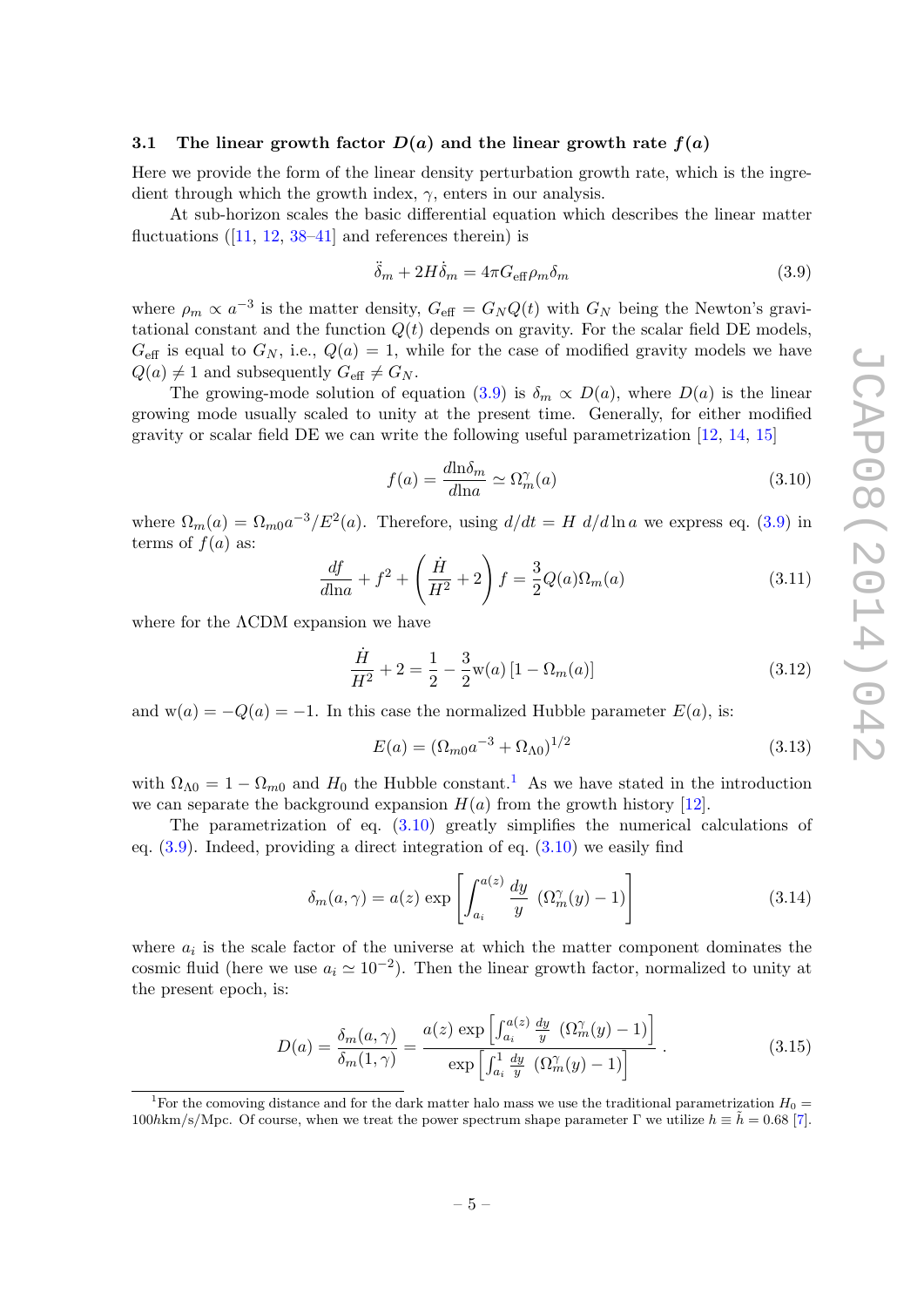### 3.1 The linear growth factor $D(a)$ and the linear growth rate $f(a)$

Here we provide the form of the linear density perturbation growth rate, which is the ingredient through which the growth index, $\gamma$, enters in our analysis.

At sub-horizon scales the basic differential equation which describes the linear matter fluctuations ([11, 12, 38–41] and references therein) is

$$\ddot{\delta}_m + 2H\dot{\delta}_m = 4\pi G_{\rm eff}\rho_m\delta_m \tag{3.9}$$

where $\rho_m \propto a^{-3}$ is the matter density, $G_{\rm eff} = G_N Q(t)$ with $G_N$ being the Newton's gravitational constant and the function $Q(t)$ depends on gravity. For the scalar field DE models, $G_{\rm eff}$ is equal to $G_N$, i.e., $Q(a) = 1$, while for the case of modified gravity models we have $Q(a) \neq 1$ and subsequently $G_{\rm eff} \neq G_N$.

The growing-mode solution of equation (3.9) is $\delta_m \propto D(a)$, where $D(a)$ is the linear growing mode usually scaled to unity at the present time. Generally, for either modified gravity or scalar field DE we can write the following useful parametrization [12, 14, 15]

$$f(a) = \frac{d\ln\delta_m}{d\ln a} \simeq \Omega_m^{\gamma}(a) \tag{3.10}$$

where $\Omega_m(a) = \Omega_{m0}a^{-3}/E^2(a)$. Therefore, using $d/dt = H\ d/d\ln a$ we express eq. (3.9) in terms of $f(a)$ as:

$$\frac{df}{d\ln a} + f^2 + \left(\frac{\dot{H}}{H^2} + 2\right) f = \frac{3}{2}Q(a)\Omega_m(a) \tag{3.11}$$

where for the ΛCDM expansion we have

$$\frac{\dot{H}}{H^2} + 2 = \frac{1}{2} - \frac{3}{2}{\rm w}(a)\left[1 - \Omega_m(a)\right] \tag{3.12}$$

and ${\rm w}(a) = -Q(a) = -1$. In this case the normalized Hubble parameter $E(a)$, is:

$$E(a) = \left(\Omega_{m0}a^{-3} + \Omega_{\Lambda 0}\right)^{1/2} \tag{3.13}$$

with $\Omega_{\Lambda 0} = 1 - \Omega_{m0}$ and $H_0$ the Hubble constant.[1] As we have stated in the introduction we can separate the background expansion $H(a)$ from the growth history [12].

The parametrization of eq. (3.10) greatly simplifies the numerical calculations of eq. (3.9). Indeed, providing a direct integration of eq. (3.10) we easily find

$$\delta_m(a,\gamma) = a(z)\ \exp\left[\int_{a_i}^{a(z)} \frac{dy}{y}\ \left(\Omega_m^{\gamma}(y) - 1\right)\right] \tag{3.14}$$

where $a_i$ is the scale factor of the universe at which the matter component dominates the cosmic fluid (here we use $a_i \simeq 10^{-2}$). Then the linear growth factor, normalized to unity at the present epoch, is:

$$D(a) = \frac{\delta_m(a,\gamma)}{\delta_m(1,\gamma)} = \frac{a(z)\ \exp\left[\int_{a_i}^{a(z)} \frac{dy}{y}\ \left(\Omega_m^{\gamma}(y) - 1\right)\right]}{\exp\left[\int_{a_i}^{1} \frac{dy}{y}\ \left(\Omega_m^{\gamma}(y) - 1\right)\right]}\,. \tag{3.15}$$

[1] For the comoving distance and for the dark matter halo mass we use the traditional parametrization $H_0 = 100h$km/s/Mpc. Of course, when we treat the power spectrum shape parameter $\Gamma$ we utilize $h \equiv \tilde{h} = 0.68$ [7].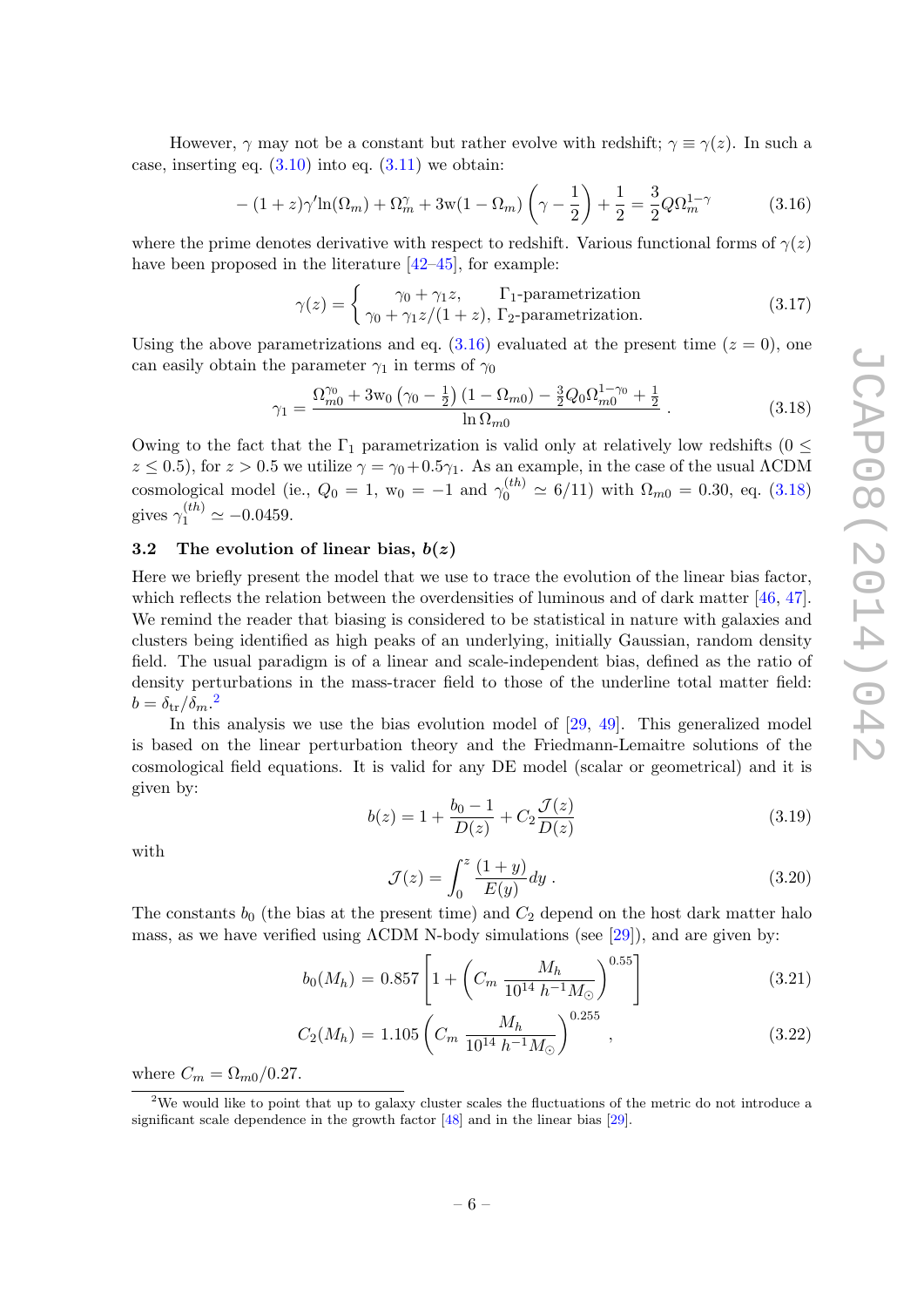However, $\gamma$ may not be a constant but rather evolve with redshift; $\gamma \equiv \gamma(z)$. In such a case, inserting eq. (3.10) into eq. (3.11) we obtain:

$$-(1+z)\gamma' \ln(\Omega_m) + \Omega_m^{\gamma} + 3\mathrm{w}(1-\Omega_m)\left(\gamma - \frac{1}{2}\right) + \frac{1}{2} = \frac{3}{2} Q \Omega_m^{1-\gamma} \tag{3.16}$$

where the prime denotes derivative with respect to redshift. Various functional forms of $\gamma(z)$ have been proposed in the literature [42–45], for example:

$$\gamma(z) = \begin{cases} \gamma_0 + \gamma_1 z, & \Gamma_1\text{-parametrization} \\ \gamma_0 + \gamma_1 z/(1+z), & \Gamma_2\text{-parametrization.} \end{cases} \tag{3.17}$$

Using the above parametrizations and eq. (3.16) evaluated at the present time ($z = 0$), one can easily obtain the parameter $\gamma_1$ in terms of $\gamma_0$

$$\gamma_1 = \frac{\Omega_{m0}^{\gamma_0} + 3\mathrm{w}_0\left(\gamma_0 - \frac{1}{2}\right)(1-\Omega_{m0}) - \frac{3}{2} Q_0 \Omega_{m0}^{1-\gamma_0} + \frac{1}{2}}{\ln \Omega_{m0}} \,. \tag{3.18}$$

Owing to the fact that the $\Gamma_1$ parametrization is valid only at relatively low redshifts ($0 \le z \le 0.5$), for $z > 0.5$ we utilize $\gamma = \gamma_0 + 0.5\gamma_1$. As an example, in the case of the usual $\Lambda$CDM cosmological model (ie., $Q_0 = 1$, $\mathrm{w}_0 = -1$ and $\gamma_0^{(th)} \simeq 6/11$) with $\Omega_{m0} = 0.30$, eq. (3.18) gives $\gamma_1^{(th)} \simeq -0.0459$.

### 3.2 The evolution of linear bias, $b(z)$

Here we briefly present the model that we use to trace the evolution of the linear bias factor, which reflects the relation between the overdensities of luminous and of dark matter [46, 47]. We remind the reader that biasing is considered to be statistical in nature with galaxies and clusters being identified as high peaks of an underlying, initially Gaussian, random density field. The usual paradigm is of a linear and scale-independent bias, defined as the ratio of density perturbations in the mass-tracer field to those of the underline total matter field: $b = \delta_{\mathrm{tr}}/\delta_m$.[2]

In this analysis we use the bias evolution model of [29, 49]. This generalized model is based on the linear perturbation theory and the Friedmann-Lemaitre solutions of the cosmological field equations. It is valid for any DE model (scalar or geometrical) and it is given by:

$$b(z) = 1 + \frac{b_0 - 1}{D(z)} + C_2 \frac{\mathcal{J}(z)}{D(z)} \tag{3.19}$$

with

$$\mathcal{J}(z) = \int_0^z \frac{(1+y)}{E(y)} dy \,. \tag{3.20}$$

The constants $b_0$ (the bias at the present time) and $C_2$ depend on the host dark matter halo mass, as we have verified using $\Lambda$CDM N-body simulations (see [29]), and are given by:

$$b_0(M_h) = 0.857\left[1 + \left(C_m \frac{M_h}{10^{14}\, h^{-1} M_\odot}\right)^{0.55}\right] \tag{3.21}$$

$$C_2(M_h) = 1.105\left(C_m \frac{M_h}{10^{14}\, h^{-1} M_\odot}\right)^{0.255} \,, \tag{3.22}$$

where $C_m = \Omega_{m0}/0.27$.

---

[2] We would like to point that up to galaxy cluster scales the fluctuations of the metric do not introduce a significant scale dependence in the growth factor [48] and in the linear bias [29].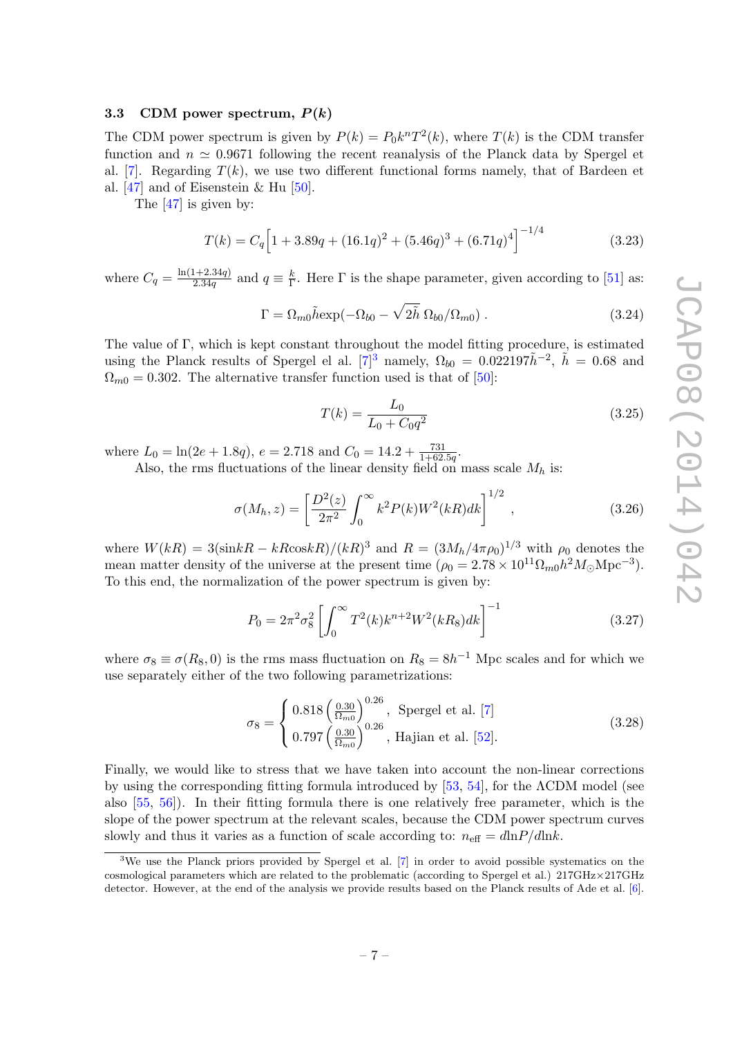### 3.3 CDM power spectrum, $P(k)$

The CDM power spectrum is given by $P(k) = P_0 k^n T^2(k)$, where $T(k)$ is the CDM transfer function and $n \simeq 0.9671$ following the recent reanalysis of the Planck data by Spergel et al. [7]. Regarding $T(k)$, we use two different functional forms namely, that of Bardeen et al. [47] and of Eisenstein & Hu [50].

The [47] is given by:

$$T(k) = C_q \Big[1 + 3.89q + (16.1q)^2 + (5.46q)^3 + (6.71q)^4\Big]^{-1/4} \tag{3.23}$$

where $C_q = \frac{\ln(1+2.34q)}{2.34q}$ and $q \equiv \frac{k}{\Gamma}$. Here $\Gamma$ is the shape parameter, given according to [51] as:

$$\Gamma = \Omega_{m0} \tilde{h} \exp(-\Omega_{b0} - \sqrt{2\tilde{h}}\, \Omega_{b0}/\Omega_{m0})\ . \tag{3.24}$$

The value of $\Gamma$, which is kept constant throughout the model fitting procedure, is estimated using the Planck results of Spergel el al. [7][3] namely, $\Omega_{b0} = 0.022197\tilde{h}^{-2}$, $\tilde{h} = 0.68$ and $\Omega_{m0} = 0.302$. The alternative transfer function used is that of [50]:

$$T(k) = \frac{L_0}{L_0 + C_0 q^2} \tag{3.25}$$

where $L_0 = \ln(2e + 1.8q)$, $e = 2.718$ and $C_0 = 14.2 + \frac{731}{1+62.5q}$.

Also, the rms fluctuations of the linear density field on mass scale $M_h$ is:

$$\sigma(M_h, z) = \left[\frac{D^2(z)}{2\pi^2} \int_0^\infty k^2 P(k) W^2(kR) dk\right]^{1/2}\ , \tag{3.26}$$

where $W(kR) = 3(\sin kR - kR\cos kR)/(kR)^3$ and $R = (3M_h/4\pi\rho_0)^{1/3}$ with $\rho_0$ denotes the mean matter density of the universe at the present time ($\rho_0 = 2.78 \times 10^{11}\Omega_{m0} h^2 M_\odot \mathrm{Mpc}^{-3}$). To this end, the normalization of the power spectrum is given by:

$$P_0 = 2\pi^2 \sigma_8^2 \left[\int_0^\infty T^2(k) k^{n+2} W^2(kR_8) dk\right]^{-1} \tag{3.27}$$

where $\sigma_8 \equiv \sigma(R_8, 0)$ is the rms mass fluctuation on $R_8 = 8h^{-1}$ Mpc scales and for which we use separately either of the two following parametrizations:

$$\sigma_8 = \begin{cases} 0.818 \left(\frac{0.30}{\Omega_{m0}}\right)^{0.26}, & \text{Spergel et al. [7]} \\ 0.797 \left(\frac{0.30}{\Omega_{m0}}\right)^{0.26}, & \text{Hajian et al. [52].} \end{cases} \tag{3.28}$$

Finally, we would like to stress that we have taken into account the non-linear corrections by using the corresponding fitting formula introduced by [53, 54], for the ΛCDM model (see also [55, 56]). In their fitting formula there is one relatively free parameter, which is the slope of the power spectrum at the relevant scales, because the CDM power spectrum curves slowly and thus it varies as a function of scale according to: $n_{\rm eff} = d\ln P/d\ln k$.

---

[3] We use the Planck priors provided by Spergel et al. [7] in order to avoid possible systematics on the cosmological parameters which are related to the problematic (according to Spergel et al.) 217GHz×217GHz detector. However, at the end of the analysis we provide results based on the Planck results of Ade et al. [6].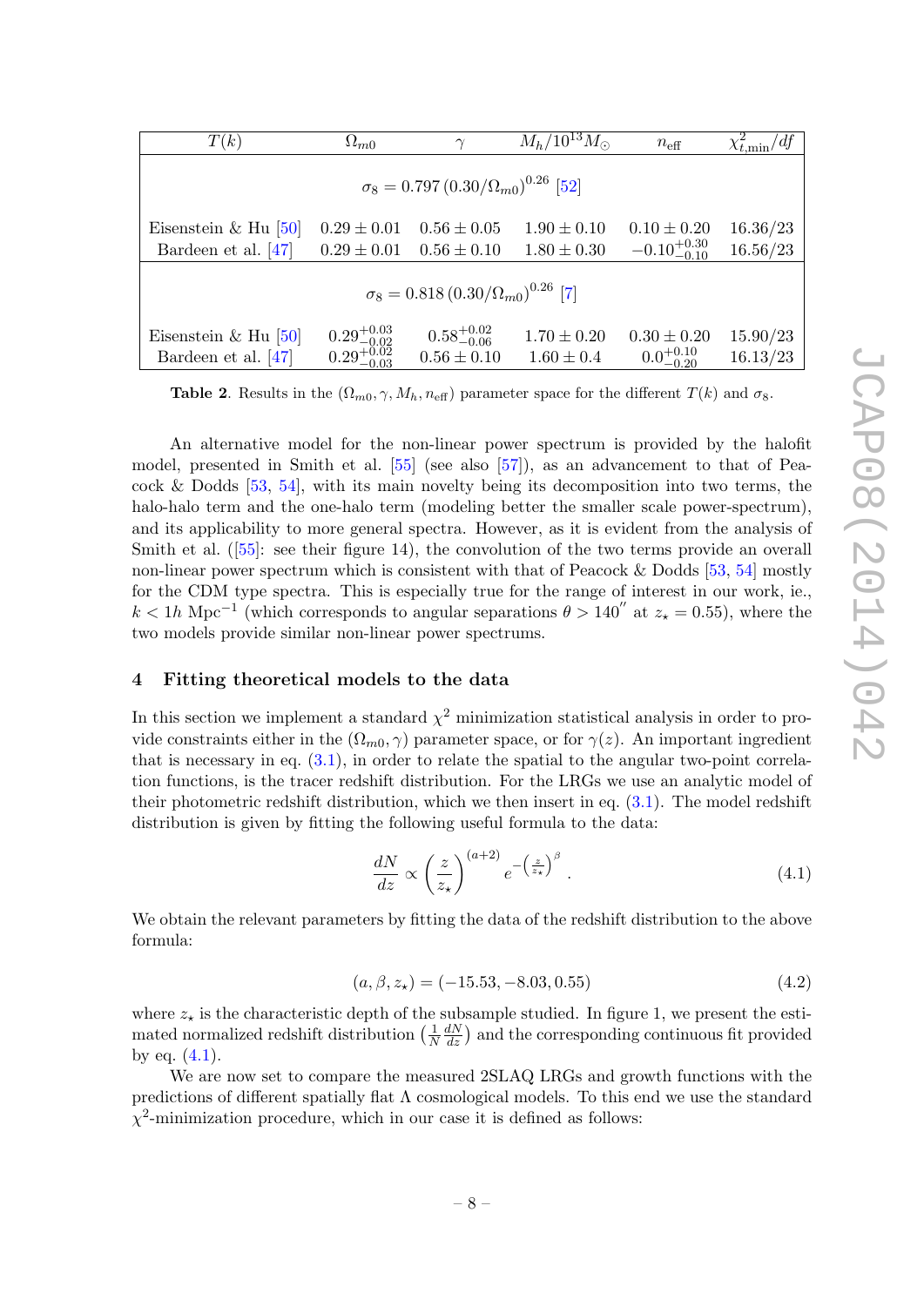| $T(k)$ | $\Omega_{m0}$ | $\gamma$ | $M_h/10^{13}M_{\odot}$ | $n_{\rm eff}$ | $\chi^2_{t,{\rm min}}/df$ |
|---|---|---|---|---|---|
| $\sigma_8 = 0.797\,(0.30/\Omega_{m0})^{0.26}$ [52] | | | | | |
| Eisenstein & Hu [50] | $0.29 \pm 0.01$ | $0.56 \pm 0.05$ | $1.90 \pm 0.10$ | $0.10 \pm 0.20$ | 16.36/23 |
| Bardeen et al. [47] | $0.29 \pm 0.01$ | $0.56 \pm 0.10$ | $1.80 \pm 0.30$ | $-0.10^{+0.30}_{-0.10}$ | 16.56/23 |
| $\sigma_8 = 0.818\,(0.30/\Omega_{m0})^{0.26}$ [7] | | | | | |
| Eisenstein & Hu [50] | $0.29^{+0.03}_{-0.02}$ | $0.58^{+0.02}_{-0.06}$ | $1.70 \pm 0.20$ | $0.30 \pm 0.20$ | 15.90/23 |
| Bardeen et al. [47] | $0.29^{+0.02}_{-0.03}$ | $0.56 \pm 0.10$ | $1.60 \pm 0.4$ | $0.0^{+0.10}_{-0.20}$ | 16.13/23 |

**Table 2**. Results in the $(\Omega_{m0}, \gamma, M_h, n_{\rm eff})$ parameter space for the different $T(k)$ and $\sigma_8$.

An alternative model for the non-linear power spectrum is provided by the halofit model, presented in Smith et al. [55] (see also [57]), as an advancement to that of Peacock & Dodds [53, 54], with its main novelty being its decomposition into two terms, the halo-halo term and the one-halo term (modeling better the smaller scale power-spectrum), and its applicability to more general spectra. However, as it is evident from the analysis of Smith et al. ([55]: see their figure 14), the convolution of the two terms provide an overall non-linear power spectrum which is consistent with that of Peacock & Dodds [53, 54] mostly for the CDM type spectra. This is especially true for the range of interest in our work, ie., $k < 1h$ Mpc$^{-1}$ (which corresponds to angular separations $\theta > 140''$ at $z_\star = 0.55$), where the two models provide similar non-linear power spectrums.

## 4 Fitting theoretical models to the data

In this section we implement a standard $\chi^2$ minimization statistical analysis in order to provide constraints either in the $(\Omega_{m0}, \gamma)$ parameter space, or for $\gamma(z)$. An important ingredient that is necessary in eq. (3.1), in order to relate the spatial to the angular two-point correlation functions, is the tracer redshift distribution. For the LRGs we use an analytic model of their photometric redshift distribution, which we then insert in eq. (3.1). The model redshift distribution is given by fitting the following useful formula to the data:

$$\frac{dN}{dz} \propto \left(\frac{z}{z_\star}\right)^{(a+2)} e^{-\left(\frac{z}{z_\star}\right)^{\beta}} . \tag{4.1}$$

We obtain the relevant parameters by fitting the data of the redshift distribution to the above formula:

$$(a, \beta, z_\star) = (-15.53, -8.03, 0.55) \tag{4.2}$$

where $z_\star$ is the characteristic depth of the subsample studied. In figure 1, we present the estimated normalized redshift distribution $\left(\frac{1}{N}\frac{dN}{dz}\right)$ and the corresponding continuous fit provided by eq. (4.1).

We are now set to compare the measured 2SLAQ LRGs and growth functions with the predictions of different spatially flat $\Lambda$ cosmological models. To this end we use the standard $\chi^2$-minimization procedure, which in our case it is defined as follows: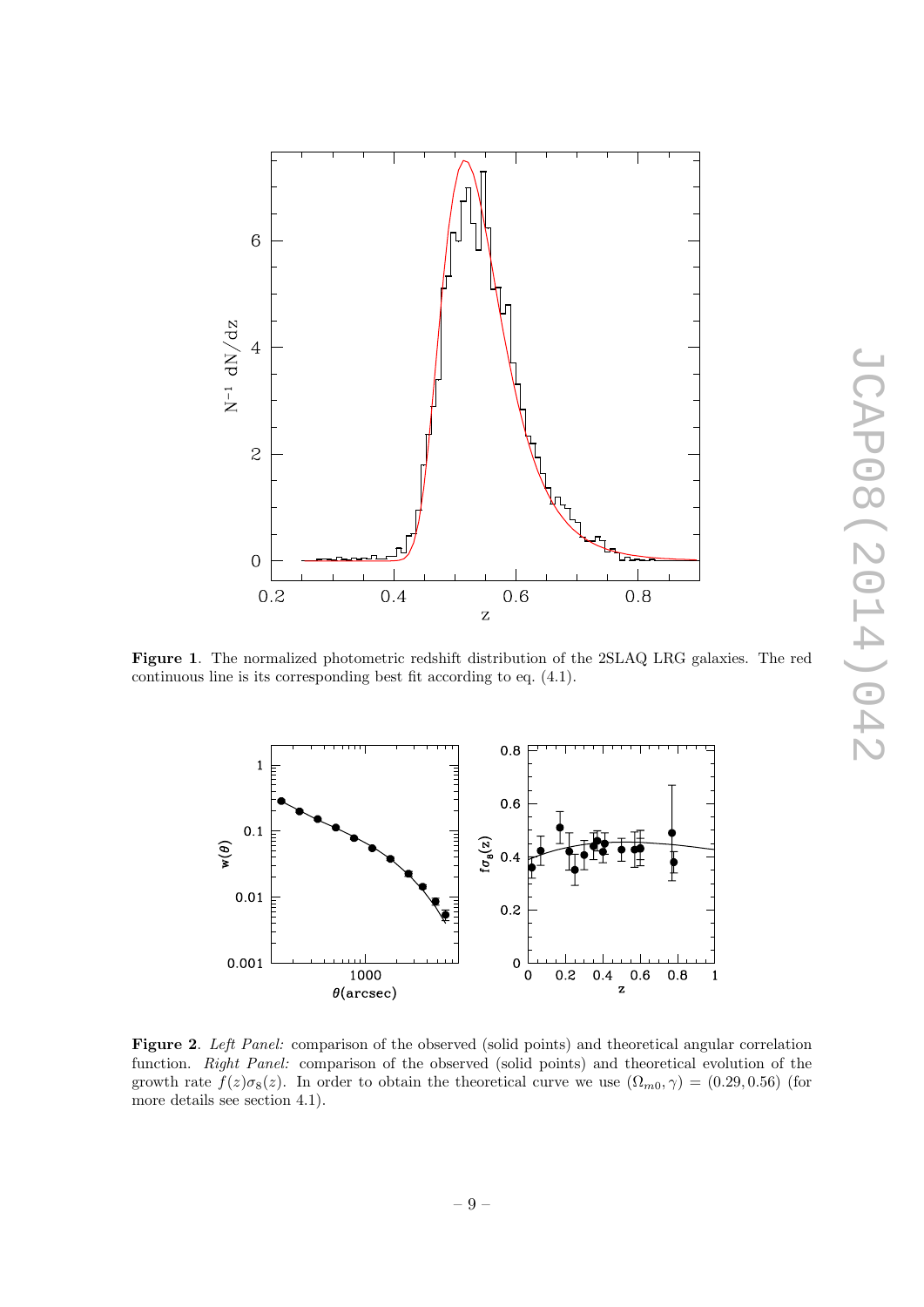**Figure 1**. The normalized photometric redshift distribution of the 2SLAQ LRG galaxies. The red continuous line is its corresponding best fit according to eq. (4.1).

**Figure 2**. *Left Panel:* comparison of the observed (solid points) and theoretical angular correlation function. *Right Panel:* comparison of the observed (solid points) and theoretical evolution of the growth rate $f(z)\sigma_8(z)$. In order to obtain the theoretical curve we use $(\Omega_{m0}, \gamma) = (0.29, 0.56)$ (for more details see section 4.1).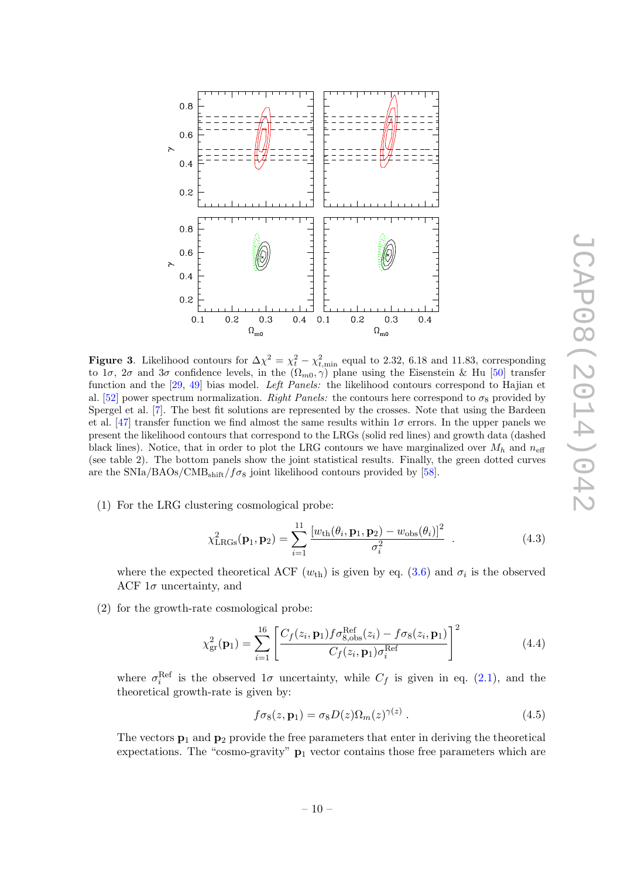**Figure 3**. Likelihood contours for $\Delta\chi^2 = \chi_t^2 - \chi_{t,\min}^2$ equal to 2.32, 6.18 and 11.83, corresponding to $1\sigma$, $2\sigma$ and $3\sigma$ confidence levels, in the $(\Omega_{m0}, \gamma)$ plane using the Eisenstein & Hu [50] transfer function and the [29, 49] bias model. *Left Panels:* the likelihood contours correspond to Hajian et al. [52] power spectrum normalization. *Right Panels:* the contours here correspond to $\sigma_8$ provided by Spergel et al. [7]. The best fit solutions are represented by the crosses. Note that using the Bardeen et al. [47] transfer function we find almost the same results within $1\sigma$ errors. In the upper panels we present the likelihood contours that correspond to the LRGs (solid red lines) and growth data (dashed black lines). Notice, that in order to plot the LRG contours we have marginalized over $M_h$ and $n_{\rm eff}$ (see table 2). The bottom panels show the joint statistical results. Finally, the green dotted curves are the SNIa/BAOs/CMB$_{\rm shift}$/$f\sigma_8$ joint likelihood contours provided by [58].

(1) For the LRG clustering cosmological probe:

$$\chi^2_{\rm LRGs}(\mathbf{p}_1, \mathbf{p}_2) = \sum_{i=1}^{11} \frac{[w_{\rm th}(\theta_i, \mathbf{p}_1, \mathbf{p}_2) - w_{\rm obs}(\theta_i)]^2}{\sigma_i^2} \quad . \tag{4.3}$$

where the expected theoretical ACF ($w_{\rm th}$) is given by eq. (3.6) and $\sigma_i$ is the observed ACF $1\sigma$ uncertainty, and

(2) for the growth-rate cosmological probe:

$$\chi^2_{\rm gr}(\mathbf{p}_1) = \sum_{i=1}^{16} \left[ \frac{C_f(z_i, \mathbf{p}_1) f\sigma_{8,\rm obs}^{\rm Ref}(z_i) - f\sigma_8(z_i, \mathbf{p}_1)}{C_f(z_i, \mathbf{p}_1)\sigma_i^{\rm Ref}} \right]^2 \tag{4.4}$$

where $\sigma_i^{\rm Ref}$ is the observed $1\sigma$ uncertainty, while $C_f$ is given in eq. (2.1), and the theoretical growth-rate is given by:

$$f\sigma_8(z, \mathbf{p}_1) = \sigma_8 D(z) \Omega_m(z)^{\gamma(z)} \ . \tag{4.5}$$

The vectors $\mathbf{p}_1$ and $\mathbf{p}_2$ provide the free parameters that enter in deriving the theoretical expectations. The "cosmo-gravity" $\mathbf{p}_1$ vector contains those free parameters which are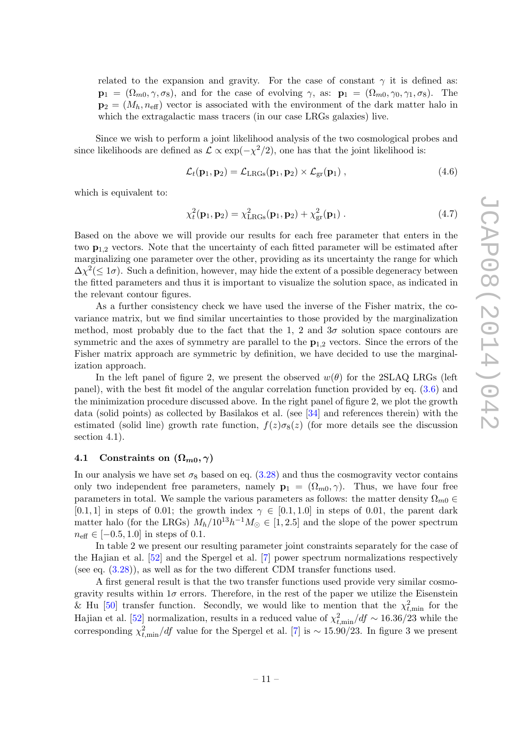related to the expansion and gravity. For the case of constant $\gamma$ it is defined as: $\mathbf{p}_1 = (\Omega_{m0}, \gamma, \sigma_8)$, and for the case of evolving $\gamma$, as: $\mathbf{p}_1 = (\Omega_{m0}, \gamma_0, \gamma_1, \sigma_8)$. The $\mathbf{p}_2 = (M_h, n_{\rm eff})$ vector is associated with the environment of the dark matter halo in which the extragalactic mass tracers (in our case LRGs galaxies) live.

Since we wish to perform a joint likelihood analysis of the two cosmological probes and since likelihoods are defined as $\mathcal{L} \propto \exp(-\chi^2/2)$, one has that the joint likelihood is:

$$\mathcal{L}_t(\mathbf{p}_1, \mathbf{p}_2) = \mathcal{L}_{\rm LRGs}(\mathbf{p}_1, \mathbf{p}_2) \times \mathcal{L}_{\rm gr}(\mathbf{p}_1) \; , \tag{4.6}$$

which is equivalent to:

$$\chi^2_t(\mathbf{p}_1, \mathbf{p}_2) = \chi^2_{\rm LRGs}(\mathbf{p}_1, \mathbf{p}_2) + \chi^2_{\rm gr}(\mathbf{p}_1) \; . \tag{4.7}$$

Based on the above we will provide our results for each free parameter that enters in the two $\mathbf{p}_{1,2}$ vectors. Note that the uncertainty of each fitted parameter will be estimated after marginalizing one parameter over the other, providing as its uncertainty the range for which $\Delta\chi^2(\leq 1\sigma)$. Such a definition, however, may hide the extent of a possible degeneracy between the fitted parameters and thus it is important to visualize the solution space, as indicated in the relevant contour figures.

As a further consistency check we have used the inverse of the Fisher matrix, the covariance matrix, but we find similar uncertainties to those provided by the marginalization method, most probably due to the fact that the 1, 2 and $3\sigma$ solution space contours are symmetric and the axes of symmetry are parallel to the $\mathbf{p}_{1,2}$ vectors. Since the errors of the Fisher matrix approach are symmetric by definition, we have decided to use the marginalization approach.

In the left panel of figure 2, we present the observed $w(\theta)$ for the 2SLAQ LRGs (left panel), with the best fit model of the angular correlation function provided by eq. (3.6) and the minimization procedure discussed above. In the right panel of figure 2, we plot the growth data (solid points) as collected by Basilakos et al. (see [34] and references therein) with the estimated (solid line) growth rate function, $f(z)\sigma_8(z)$ (for more details see the discussion section 4.1).

### 4.1 Constraints on $(\Omega_{m0}, \gamma)$

In our analysis we have set $\sigma_8$ based on eq. (3.28) and thus the cosmogravity vector contains only two independent free parameters, namely $\mathbf{p}_1 = (\Omega_{m0}, \gamma)$. Thus, we have four free parameters in total. We sample the various parameters as follows: the matter density $\Omega_{m0} \in [0.1, 1]$ in steps of 0.01; the growth index $\gamma \in [0.1, 1.0]$ in steps of 0.01, the parent dark matter halo (for the LRGs) $M_h/10^{13}h^{-1}M_{\odot} \in [1, 2.5]$ and the slope of the power spectrum $n_{\rm eff} \in [-0.5, 1.0]$ in steps of 0.1.

In table 2 we present our resulting parameter joint constraints separately for the case of the Hajian et al. [52] and the Spergel et al. [7] power spectrum normalizations respectively (see eq. (3.28)), as well as for the two different CDM transfer functions used.

A first general result is that the two transfer functions used provide very similar cosmogravity results within $1\sigma$ errors. Therefore, in the rest of the paper we utilize the Eisenstein & Hu [50] transfer function. Secondly, we would like to mention that the $\chi^2_{t,\rm min}$ for the Hajian et al. [52] normalization, results in a reduced value of $\chi^2_{t,\rm min}/df \sim 16.36/23$ while the corresponding $\chi^2_{t,\rm min}/df$ value for the Spergel et al. [7] is $\sim 15.90/23$. In figure 3 we present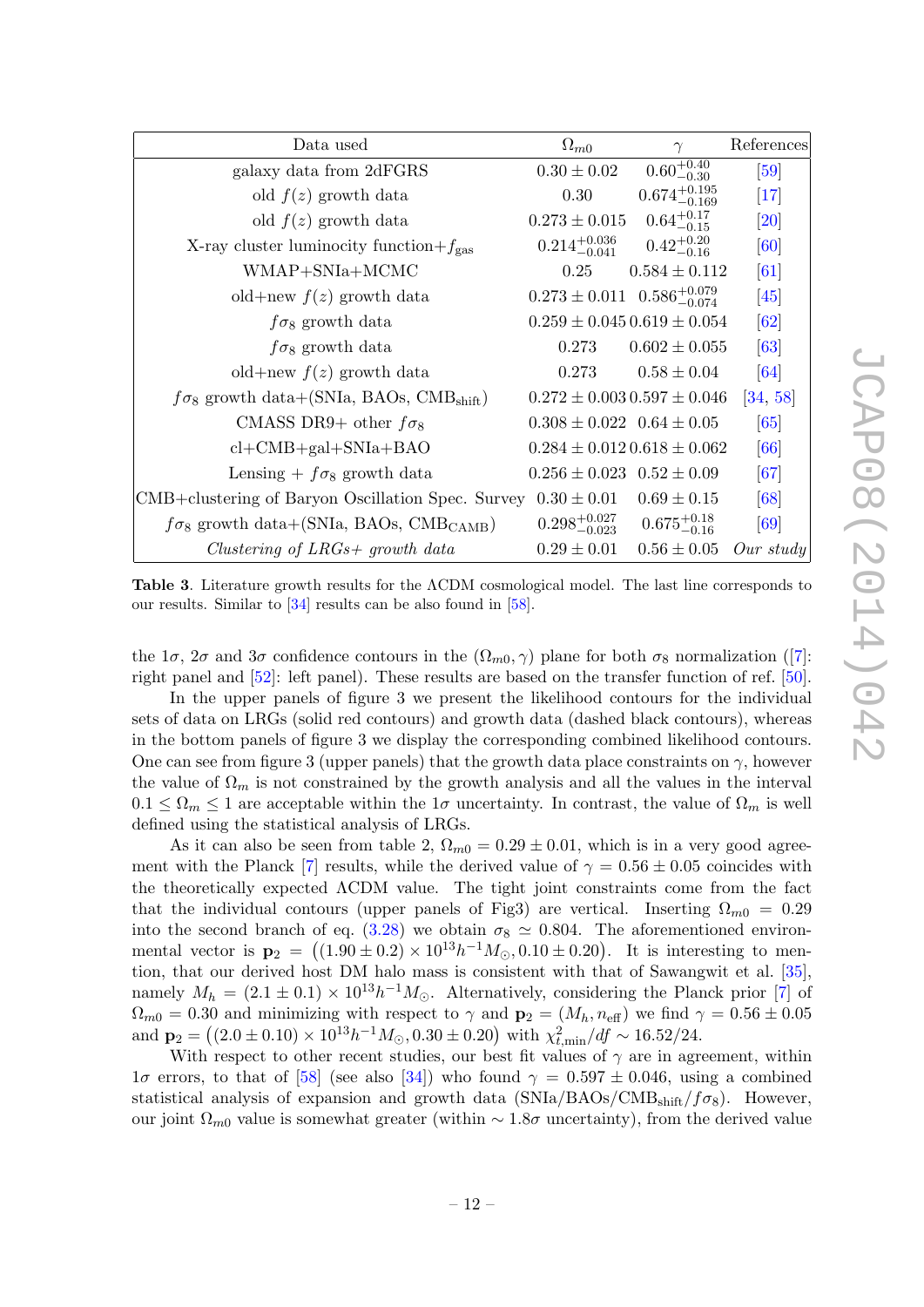| Data used | $\Omega_{m0}$ | $\gamma$ | References |
|---|---|---|---|
| galaxy data from 2dFGRS | $0.30 \pm 0.02$ | $0.60^{+0.40}_{-0.30}$ | [59] |
| old $f(z)$ growth data | $0.30$ | $0.674^{+0.195}_{-0.169}$ | [17] |
| old $f(z)$ growth data | $0.273 \pm 0.015$ | $0.64^{+0.17}_{-0.15}$ | [20] |
| X-ray cluster luminocity function+$f_{\rm gas}$ | $0.214^{+0.036}_{-0.041}$ | $0.42^{+0.20}_{-0.16}$ | [60] |
| WMAP+SNIa+MCMC | $0.25$ | $0.584 \pm 0.112$ | [61] |
| old+new $f(z)$ growth data | $0.273 \pm 0.011$ | $0.586^{+0.079}_{-0.074}$ | [45] |
| $f\sigma_8$ growth data | $0.259 \pm 0.045$ | $0.619 \pm 0.054$ | [62] |
| $f\sigma_8$ growth data | $0.273$ | $0.602 \pm 0.055$ | [63] |
| old+new $f(z)$ growth data | $0.273$ | $0.58 \pm 0.04$ | [64] |
| $f\sigma_8$ growth data+(SNIa, BAOs, $\text{CMB}_{\text{shift}}$) | $0.272 \pm 0.003$ | $0.597 \pm 0.046$ | [34, 58] |
| CMASS DR9+ other $f\sigma_8$ | $0.308 \pm 0.022$ | $0.64 \pm 0.05$ | [65] |
| cl+CMB+gal+SNIa+BAO | $0.284 \pm 0.012$ | $0.618 \pm 0.062$ | [66] |
| Lensing + $f\sigma_8$ growth data | $0.256 \pm 0.023$ | $0.52 \pm 0.09$ | [67] |
| CMB+clustering of Baryon Oscillation Spec. Survey | $0.30 \pm 0.01$ | $0.69 \pm 0.15$ | [68] |
| $f\sigma_8$ growth data+(SNIa, BAOs, $\text{CMB}_{\text{CAMB}}$) | $0.298^{+0.027}_{-0.023}$ | $0.675^{+0.18}_{-0.16}$ | [69] |
| *Clustering of LRGs+ growth data* | $0.29 \pm 0.01$ | $0.56 \pm 0.05$ | *Our study* |

**Table 3**. Literature growth results for the ΛCDM cosmological model. The last line corresponds to our results. Similar to [34] results can be also found in [58].

the $1\sigma$, $2\sigma$ and $3\sigma$ confidence contours in the $(\Omega_{m0}, \gamma)$ plane for both $\sigma_8$ normalization ([7]: right panel and [52]: left panel). These results are based on the transfer function of ref. [50].

In the upper panels of figure 3 we present the likelihood contours for the individual sets of data on LRGs (solid red contours) and growth data (dashed black contours), whereas in the bottom panels of figure 3 we display the corresponding combined likelihood contours. One can see from figure 3 (upper panels) that the growth data place constraints on $\gamma$, however the value of $\Omega_m$ is not constrained by the growth analysis and all the values in the interval $0.1 \leq \Omega_m \leq 1$ are acceptable within the $1\sigma$ uncertainty. In contrast, the value of $\Omega_m$ is well defined using the statistical analysis of LRGs.

As it can also be seen from table 2, $\Omega_{m0} = 0.29 \pm 0.01$, which is in a very good agreement with the Planck [7] results, while the derived value of $\gamma = 0.56 \pm 0.05$ coincides with the theoretically expected ΛCDM value. The tight joint constraints come from the fact that the individual contours (upper panels of Fig3) are vertical. Inserting $\Omega_{m0} = 0.29$ into the second branch of eq. (3.28) we obtain $\sigma_8 \simeq 0.804$. The aforementioned environmental vector is $\mathbf{p}_2 = \left((1.90 \pm 0.2) \times 10^{13} h^{-1} M_\odot, 0.10 \pm 0.20\right)$. It is interesting to mention, that our derived host DM halo mass is consistent with that of Sawangwit et al. [35], namely $M_h = (2.1 \pm 0.1) \times 10^{13} h^{-1} M_\odot$. Alternatively, considering the Planck prior [7] of $\Omega_{m0} = 0.30$ and minimizing with respect to $\gamma$ and $\mathbf{p}_2 = (M_h, n_{\rm eff})$ we find $\gamma = 0.56 \pm 0.05$ and $\mathbf{p}_2 = \left((2.0 \pm 0.10) \times 10^{13} h^{-1} M_\odot, 0.30 \pm 0.20\right)$ with $\chi^2_{t,\rm min}/df \sim 16.52/24$.

With respect to other recent studies, our best fit values of $\gamma$ are in agreement, within $1\sigma$ errors, to that of [58] (see also [34]) who found $\gamma = 0.597 \pm 0.046$, using a combined statistical analysis of expansion and growth data (SNIa/BAOs/$\text{CMB}_{\text{shift}}/f\sigma_8$). However, our joint $\Omega_{m0}$ value is somewhat greater (within $\sim 1.8\sigma$ uncertainty), from the derived value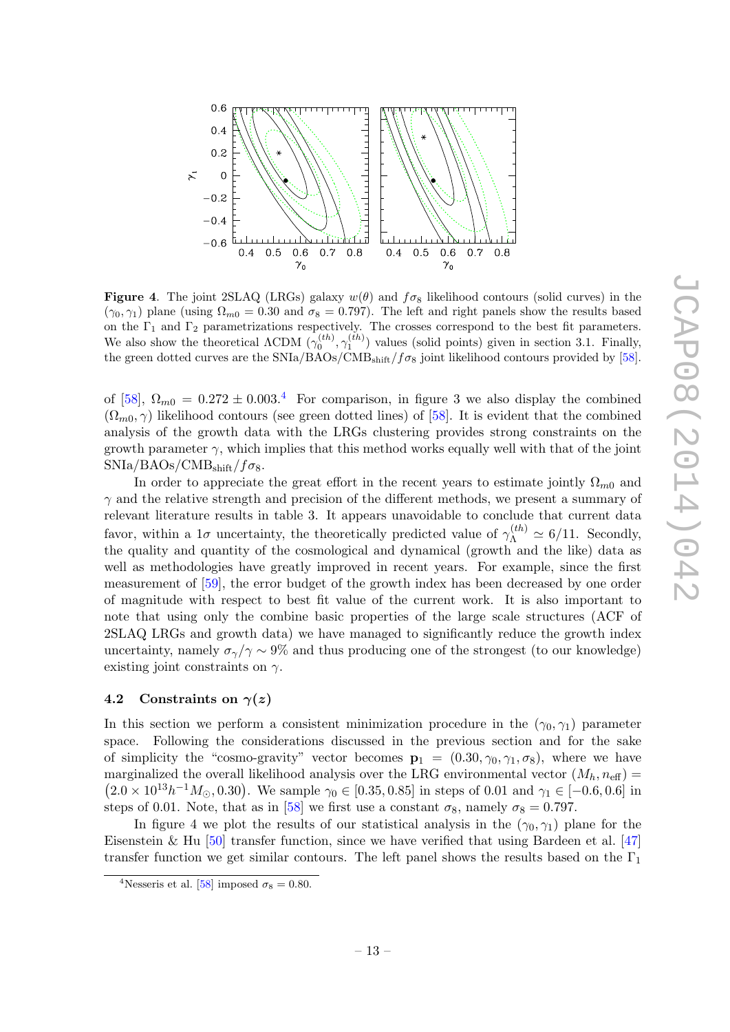**Figure 4**. The joint 2SLAQ (LRGs) galaxy $w(\theta)$ and $f\sigma_8$ likelihood contours (solid curves) in the $(\gamma_0, \gamma_1)$ plane (using $\Omega_{m0} = 0.30$ and $\sigma_8 = 0.797$). The left and right panels show the results based on the $\Gamma_1$ and $\Gamma_2$ parametrizations respectively. The crosses correspond to the best fit parameters. We also show the theoretical $\Lambda$CDM $(\gamma_0^{(th)}, \gamma_1^{(th)})$ values (solid points) given in section 3.1. Finally, the green dotted curves are the SNIa/BAOs/CMB$_{\rm shift}$/$f\sigma_8$ joint likelihood contours provided by [58].

of [58], $\Omega_{m0} = 0.272 \pm 0.003$.[4] For comparison, in figure 3 we also display the combined $(\Omega_{m0}, \gamma)$ likelihood contours (see green dotted lines) of [58]. It is evident that the combined analysis of the growth data with the LRGs clustering provides strong constraints on the growth parameter $\gamma$, which implies that this method works equally well with that of the joint SNIa/BAOs/CMB$_{\rm shift}$/$f\sigma_8$.

In order to appreciate the great effort in the recent years to estimate jointly $\Omega_{m0}$ and $\gamma$ and the relative strength and precision of the different methods, we present a summary of relevant literature results in table 3. It appears unavoidable to conclude that current data favor, within a $1\sigma$ uncertainty, the theoretically predicted value of $\gamma_\Lambda^{(th)} \simeq 6/11$. Secondly, the quality and quantity of the cosmological and dynamical (growth and the like) data as well as methodologies have greatly improved in recent years. For example, since the first measurement of [59], the error budget of the growth index has been decreased by one order of magnitude with respect to best fit value of the current work. It is also important to note that using only the combine basic properties of the large scale structures (ACF of 2SLAQ LRGs and growth data) we have managed to significantly reduce the growth index uncertainty, namely $\sigma_\gamma/\gamma \sim 9\%$ and thus producing one of the strongest (to our knowledge) existing joint constraints on $\gamma$.

### 4.2 Constraints on $\gamma(z)$

In this section we perform a consistent minimization procedure in the $(\gamma_0, \gamma_1)$ parameter space. Following the considerations discussed in the previous section and for the sake of simplicity the "cosmo-gravity" vector becomes $\mathbf{p}_1 = (0.30, \gamma_0, \gamma_1, \sigma_8)$, where we have marginalized the overall likelihood analysis over the LRG environmental vector $(M_h, n_{\rm eff}) = (2.0 \times 10^{13} h^{-1} M_\odot, 0.30)$. We sample $\gamma_0 \in [0.35, 0.85]$ in steps of 0.01 and $\gamma_1 \in [-0.6, 0.6]$ in steps of 0.01. Note, that as in [58] we first use a constant $\sigma_8$, namely $\sigma_8 = 0.797$.

In figure 4 we plot the results of our statistical analysis in the $(\gamma_0, \gamma_1)$ plane for the Eisenstein & Hu [50] transfer function, since we have verified that using Bardeen et al. [47] transfer function we get similar contours. The left panel shows the results based on the $\Gamma_1$

[4] Nesseris et al. [58] imposed $\sigma_8 = 0.80$.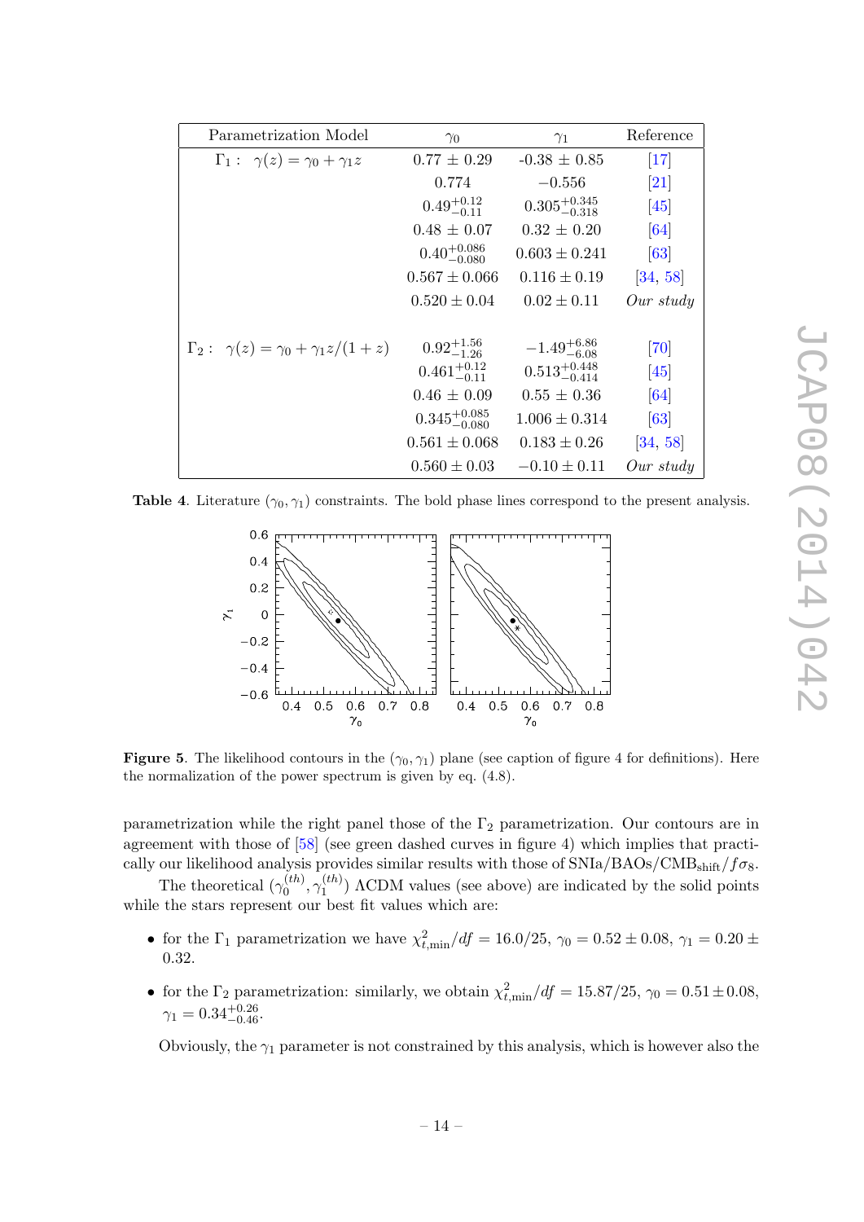| Parametrization Model | $\gamma_0$ | $\gamma_1$ | Reference |
|---|---|---|---|
| $\Gamma_1: \ \gamma(z) = \gamma_0 + \gamma_1 z$ | $0.77 \pm 0.29$ | $-0.38 \pm 0.85$ | [17] |
| | $0.774$ | $-0.556$ | [21] |
| | $0.49^{+0.12}_{-0.11}$ | $0.305^{+0.345}_{-0.318}$ | [45] |
| | $0.48 \pm 0.07$ | $0.32 \pm 0.20$ | [64] |
| | $0.40^{+0.086}_{-0.080}$ | $0.603 \pm 0.241$ | [63] |
| | $0.567 \pm 0.066$ | $0.116 \pm 0.19$ | [34, 58] |
| | $0.520 \pm 0.04$ | $0.02 \pm 0.11$ | *Our study* |
| $\Gamma_2: \ \gamma(z) = \gamma_0 + \gamma_1 z/(1+z)$ | $0.92^{+1.56}_{-1.26}$ | $-1.49^{+6.86}_{-6.08}$ | [70] |
| | $0.461^{+0.12}_{-0.11}$ | $0.513^{+0.448}_{-0.414}$ | [45] |
| | $0.46 \pm 0.09$ | $0.55 \pm 0.36$ | [64] |
| | $0.345^{+0.085}_{-0.080}$ | $1.006 \pm 0.314$ | [63] |
| | $0.561 \pm 0.068$ | $0.183 \pm 0.26$ | [34, 58] |
| | $0.560 \pm 0.03$ | $-0.10 \pm 0.11$ | *Our study* |

**Table 4**. Literature $(\gamma_0, \gamma_1)$ constraints. The bold phase lines correspond to the present analysis.

**Figure 5**. The likelihood contours in the $(\gamma_0, \gamma_1)$ plane (see caption of figure 4 for definitions). Here the normalization of the power spectrum is given by eq. (4.8).

parametrization while the right panel those of the $\Gamma_2$ parametrization. Our contours are in agreement with those of [58] (see green dashed curves in figure 4) which implies that practically our likelihood analysis provides similar results with those of SNIa/BAOs/CMB$_{\rm shift}$/$f\sigma_8$.

The theoretical $(\gamma_0^{(th)}, \gamma_1^{(th)})$ ΛCDM values (see above) are indicated by the solid points while the stars represent our best fit values which are:

- for the $\Gamma_1$ parametrization we have $\chi^2_{t,\rm min}/df = 16.0/25$, $\gamma_0 = 0.52 \pm 0.08$, $\gamma_1 = 0.20 \pm 0.32$.
- for the $\Gamma_2$ parametrization: similarly, we obtain $\chi^2_{t,\rm min}/df = 15.87/25$, $\gamma_0 = 0.51 \pm 0.08$, $\gamma_1 = 0.34^{+0.26}_{-0.46}$.

Obviously, the $\gamma_1$ parameter is not constrained by this analysis, which is however also the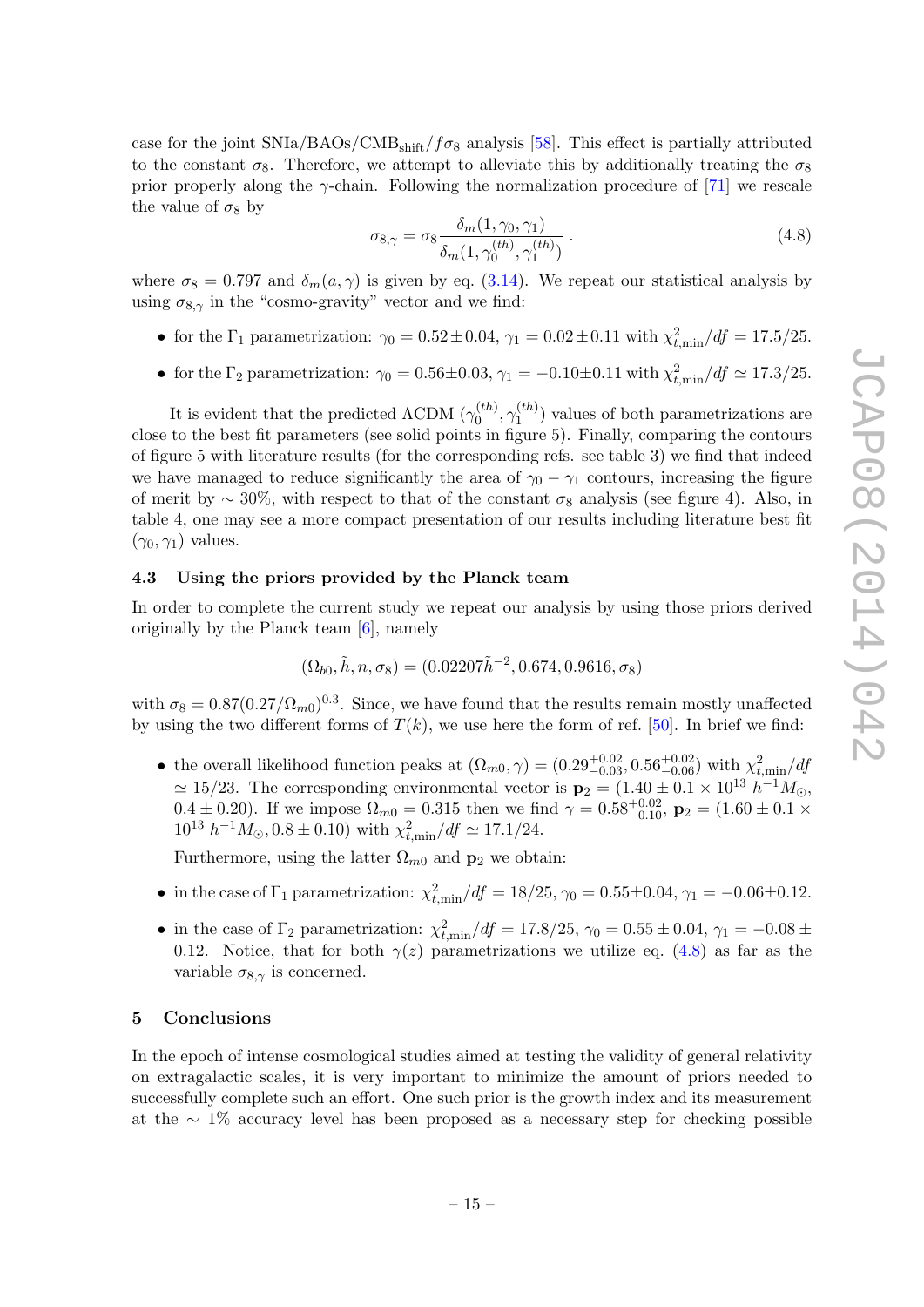case for the joint SNIa/BAOs/CMB$_{\rm shift}$/$f\sigma_8$ analysis [58]. This effect is partially attributed to the constant $\sigma_8$. Therefore, we attempt to alleviate this by additionally treating the $\sigma_8$ prior properly along the $\gamma$-chain. Following the normalization procedure of [71] we rescale the value of $\sigma_8$ by

$$\sigma_{8,\gamma} = \sigma_8 \frac{\delta_m(1, \gamma_0, \gamma_1)}{\delta_m(1, \gamma_0^{(th)}, \gamma_1^{(th)})} . \tag{4.8}$$

where $\sigma_8 = 0.797$ and $\delta_m(a, \gamma)$ is given by eq. (3.14). We repeat our statistical analysis by using $\sigma_{8,\gamma}$ in the "cosmo-gravity" vector and we find:

- for the $\Gamma_1$ parametrization: $\gamma_0 = 0.52 \pm 0.04$, $\gamma_1 = 0.02 \pm 0.11$ with $\chi^2_{t,\rm min}/df = 17.5/25$.
- for the $\Gamma_2$ parametrization: $\gamma_0 = 0.56 \pm 0.03$, $\gamma_1 = -0.10 \pm 0.11$ with $\chi^2_{t,\rm min}/df \simeq 17.3/25$.

It is evident that the predicted ΛCDM ($\gamma_0^{(th)}, \gamma_1^{(th)}$) values of both parametrizations are close to the best fit parameters (see solid points in figure 5). Finally, comparing the contours of figure 5 with literature results (for the corresponding refs. see table 3) we find that indeed we have managed to reduce significantly the area of $\gamma_0 - \gamma_1$ contours, increasing the figure of merit by $\sim 30\%$, with respect to that of the constant $\sigma_8$ analysis (see figure 4). Also, in table 4, one may see a more compact presentation of our results including literature best fit $(\gamma_0, \gamma_1)$ values.

### 4.3 Using the priors provided by the Planck team

In order to complete the current study we repeat our analysis by using those priors derived originally by the Planck team [6], namely

$$(\Omega_{b0}, \tilde{h}, n, \sigma_8) = (0.02207\tilde{h}^{-2}, 0.674, 0.9616, \sigma_8)$$

with $\sigma_8 = 0.87(0.27/\Omega_{m0})^{0.3}$. Since, we have found that the results remain mostly unaffected by using the two different forms of $T(k)$, we use here the form of ref. [50]. In brief we find:

- the overall likelihood function peaks at $(\Omega_{m0}, \gamma) = (0.29^{+0.02}_{-0.03}, 0.56^{+0.02}_{-0.06})$ with $\chi^2_{t,\rm min}/df \simeq 15/23$. The corresponding environmental vector is $\mathbf{p}_2 = (1.40 \pm 0.1 \times 10^{13}\ h^{-1}M_\odot, 0.4 \pm 0.20)$. If we impose $\Omega_{m0} = 0.315$ then we find $\gamma = 0.58^{+0.02}_{-0.10}$, $\mathbf{p}_2 = (1.60 \pm 0.1 \times 10^{13}\ h^{-1}M_\odot, 0.8 \pm 0.10)$ with $\chi^2_{t,\rm min}/df \simeq 17.1/24$.

  Furthermore, using the latter $\Omega_{m0}$ and $\mathbf{p}_2$ we obtain:

- in the case of $\Gamma_1$ parametrization: $\chi^2_{t,\rm min}/df = 18/25$, $\gamma_0 = 0.55 \pm 0.04$, $\gamma_1 = -0.06 \pm 0.12$.
- in the case of $\Gamma_2$ parametrization: $\chi^2_{t,\rm min}/df = 17.8/25$, $\gamma_0 = 0.55 \pm 0.04$, $\gamma_1 = -0.08 \pm 0.12$. Notice, that for both $\gamma(z)$ parametrizations we utilize eq. (4.8) as far as the variable $\sigma_{8,\gamma}$ is concerned.

## 5 Conclusions

In the epoch of intense cosmological studies aimed at testing the validity of general relativity on extragalactic scales, it is very important to minimize the amount of priors needed to successfully complete such an effort. One such prior is the growth index and its measurement at the $\sim 1\%$ accuracy level has been proposed as a necessary step for checking possible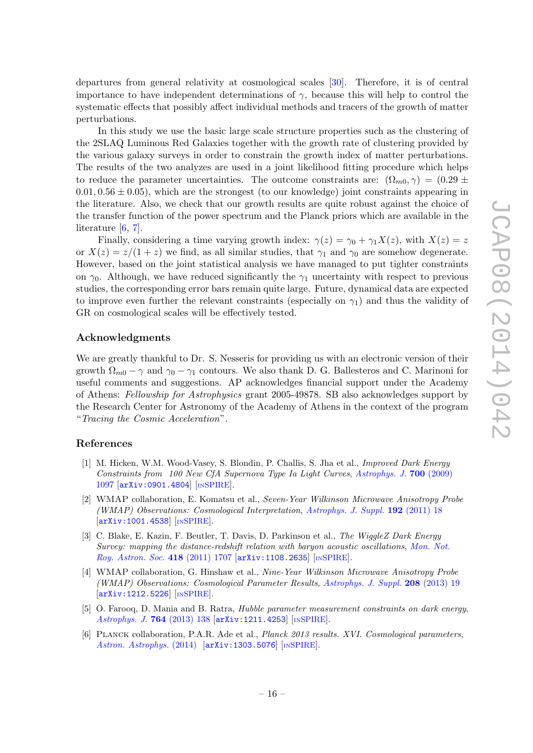departures from general relativity at cosmological scales [30]. Therefore, it is of central importance to have independent determinations of $\gamma$, because this will help to control the systematic effects that possibly affect individual methods and tracers of the growth of matter perturbations.

In this study we use the basic large scale structure properties such as the clustering of the 2SLAQ Luminous Red Galaxies together with the growth rate of clustering provided by the various galaxy surveys in order to constrain the growth index of matter perturbations. The results of the two analyzes are used in a joint likelihood fitting procedure which helps to reduce the parameter uncertainties. The outcome constraints are: $(\Omega_{m0}, \gamma) = (0.29 \pm 0.01, 0.56 \pm 0.05)$, which are the strongest (to our knowledge) joint constraints appearing in the literature. Also, we check that our growth results are quite robust against the choice of the transfer function of the power spectrum and the Planck priors which are available in the literature [6, 7].

Finally, considering a time varying growth index: $\gamma(z) = \gamma_0 + \gamma_1 X(z)$, with $X(z) = z$ or $X(z) = z/(1+z)$ we find, as all similar studies, that $\gamma_1$ and $\gamma_0$ are somehow degenerate. However, based on the joint statistical analysis we have managed to put tighter constraints on $\gamma_0$. Although, we have reduced significantly the $\gamma_1$ uncertainty with respect to previous studies, the corresponding error bars remain quite large. Future, dynamical data are expected to improve even further the relevant constraints (especially on $\gamma_1$) and thus the validity of GR on cosmological scales will be effectively tested.

## Acknowledgments

We are greatly thankful to Dr. S. Nesseris for providing us with an electronic version of their growth $\Omega_{m0} - \gamma$ and $\gamma_0 - \gamma_1$ contours. We also thank D. G. Ballesteros and C. Marinoni for useful comments and suggestions. AP acknowledges financial support under the Academy of Athens: *Fellowship for Astrophysics* grant 2005-49878. SB also acknowledges support by the Research Center for Astronomy of the Academy of Athens in the context of the program "*Tracing the Cosmic Acceleration*".

## References

[1] M. Hicken, W.M. Wood-Vasey, S. Blondin, P. Challis, S. Jha et al., *Improved Dark Energy Constraints from 100 New CfA Supernova Type Ia Light Curves*, *Astrophys. J.* **700** (2009) 1097 [arXiv:0901.4804] [INSPIRE].

[2] WMAP collaboration, E. Komatsu et al., *Seven-Year Wilkinson Microwave Anisotropy Probe (WMAP) Observations: Cosmological Interpretation*, *Astrophys. J. Suppl.* **192** (2011) 18 [arXiv:1001.4538] [INSPIRE].

[3] C. Blake, E. Kazin, F. Beutler, T. Davis, D. Parkinson et al., *The WiggleZ Dark Energy Survey: mapping the distance-redshift relation with baryon acoustic oscillations*, *Mon. Not. Roy. Astron. Soc.* **418** (2011) 1707 [arXiv:1108.2635] [INSPIRE].

[4] WMAP collaboration, G. Hinshaw et al., *Nine-Year Wilkinson Microwave Anisotropy Probe (WMAP) Observations: Cosmological Parameter Results*, *Astrophys. J. Suppl.* **208** (2013) 19 [arXiv:1212.5226] [INSPIRE].

[5] O. Farooq, D. Mania and B. Ratra, *Hubble parameter measurement constraints on dark energy*, *Astrophys. J.* **764** (2013) 138 [arXiv:1211.4253] [INSPIRE].

[6] Planck collaboration, P.A.R. Ade et al., *Planck 2013 results. XVI. Cosmological parameters*, *Astron. Astrophys.* (2014) [arXiv:1303.5076] [INSPIRE].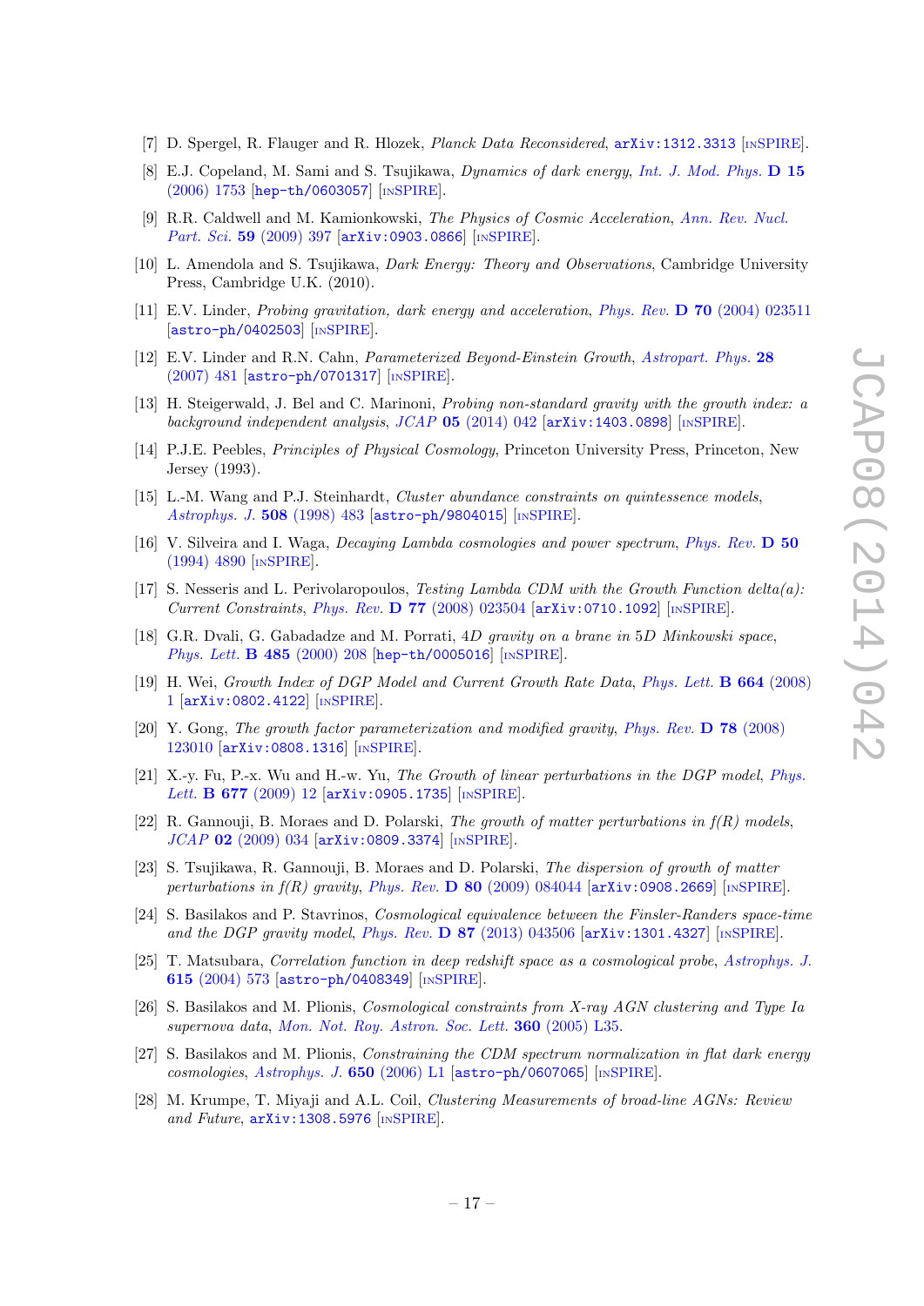[7] D. Spergel, R. Flauger and R. Hlozek, *Planck Data Reconsidered*, arXiv:1312.3313 [INSPIRE].

[8] E.J. Copeland, M. Sami and S. Tsujikawa, *Dynamics of dark energy*, *Int. J. Mod. Phys.* **D 15** (2006) 1753 [hep-th/0603057] [INSPIRE].

[9] R.R. Caldwell and M. Kamionkowski, *The Physics of Cosmic Acceleration*, *Ann. Rev. Nucl. Part. Sci.* **59** (2009) 397 [arXiv:0903.0866] [INSPIRE].

[10] L. Amendola and S. Tsujikawa, *Dark Energy: Theory and Observations*, Cambridge University Press, Cambridge U.K. (2010).

[11] E.V. Linder, *Probing gravitation, dark energy and acceleration*, *Phys. Rev.* **D 70** (2004) 023511 [astro-ph/0402503] [INSPIRE].

[12] E.V. Linder and R.N. Cahn, *Parameterized Beyond-Einstein Growth*, *Astropart. Phys.* **28** (2007) 481 [astro-ph/0701317] [INSPIRE].

[13] H. Steigerwald, J. Bel and C. Marinoni, *Probing non-standard gravity with the growth index: a background independent analysis*, *JCAP* **05** (2014) 042 [arXiv:1403.0898] [INSPIRE].

[14] P.J.E. Peebles, *Principles of Physical Cosmology*, Princeton University Press, Princeton, New Jersey (1993).

[15] L.-M. Wang and P.J. Steinhardt, *Cluster abundance constraints on quintessence models*, *Astrophys. J.* **508** (1998) 483 [astro-ph/9804015] [INSPIRE].

[16] V. Silveira and I. Waga, *Decaying Lambda cosmologies and power spectrum*, *Phys. Rev.* **D 50** (1994) 4890 [INSPIRE].

[17] S. Nesseris and L. Perivolaropoulos, *Testing Lambda CDM with the Growth Function delta(a): Current Constraints*, *Phys. Rev.* **D 77** (2008) 023504 [arXiv:0710.1092] [INSPIRE].

[18] G.R. Dvali, G. Gabadadze and M. Porrati, *4D gravity on a brane in 5D Minkowski space*, *Phys. Lett.* **B 485** (2000) 208 [hep-th/0005016] [INSPIRE].

[19] H. Wei, *Growth Index of DGP Model and Current Growth Rate Data*, *Phys. Lett.* **B 664** (2008) 1 [arXiv:0802.4122] [INSPIRE].

[20] Y. Gong, *The growth factor parameterization and modified gravity*, *Phys. Rev.* **D 78** (2008) 123010 [arXiv:0808.1316] [INSPIRE].

[21] X.-y. Fu, P.-x. Wu and H.-w. Yu, *The Growth of linear perturbations in the DGP model*, *Phys. Lett.* **B 677** (2009) 12 [arXiv:0905.1735] [INSPIRE].

[22] R. Gannouji, B. Moraes and D. Polarski, *The growth of matter perturbations in f(R) models*, *JCAP* **02** (2009) 034 [arXiv:0809.3374] [INSPIRE].

[23] S. Tsujikawa, R. Gannouji, B. Moraes and D. Polarski, *The dispersion of growth of matter perturbations in f(R) gravity*, *Phys. Rev.* **D 80** (2009) 084044 [arXiv:0908.2669] [INSPIRE].

[24] S. Basilakos and P. Stavrinos, *Cosmological equivalence between the Finsler-Randers space-time and the DGP gravity model*, *Phys. Rev.* **D 87** (2013) 043506 [arXiv:1301.4327] [INSPIRE].

[25] T. Matsubara, *Correlation function in deep redshift space as a cosmological probe*, *Astrophys. J.* **615** (2004) 573 [astro-ph/0408349] [INSPIRE].

[26] S. Basilakos and M. Plionis, *Cosmological constraints from X-ray AGN clustering and Type Ia supernova data*, *Mon. Not. Roy. Astron. Soc. Lett.* **360** (2005) L35.

[27] S. Basilakos and M. Plionis, *Constraining the CDM spectrum normalization in flat dark energy cosmologies*, *Astrophys. J.* **650** (2006) L1 [astro-ph/0607065] [INSPIRE].

[28] M. Krumpe, T. Miyaji and A.L. Coil, *Clustering Measurements of broad-line AGNs: Review and Future*, arXiv:1308.5976 [INSPIRE].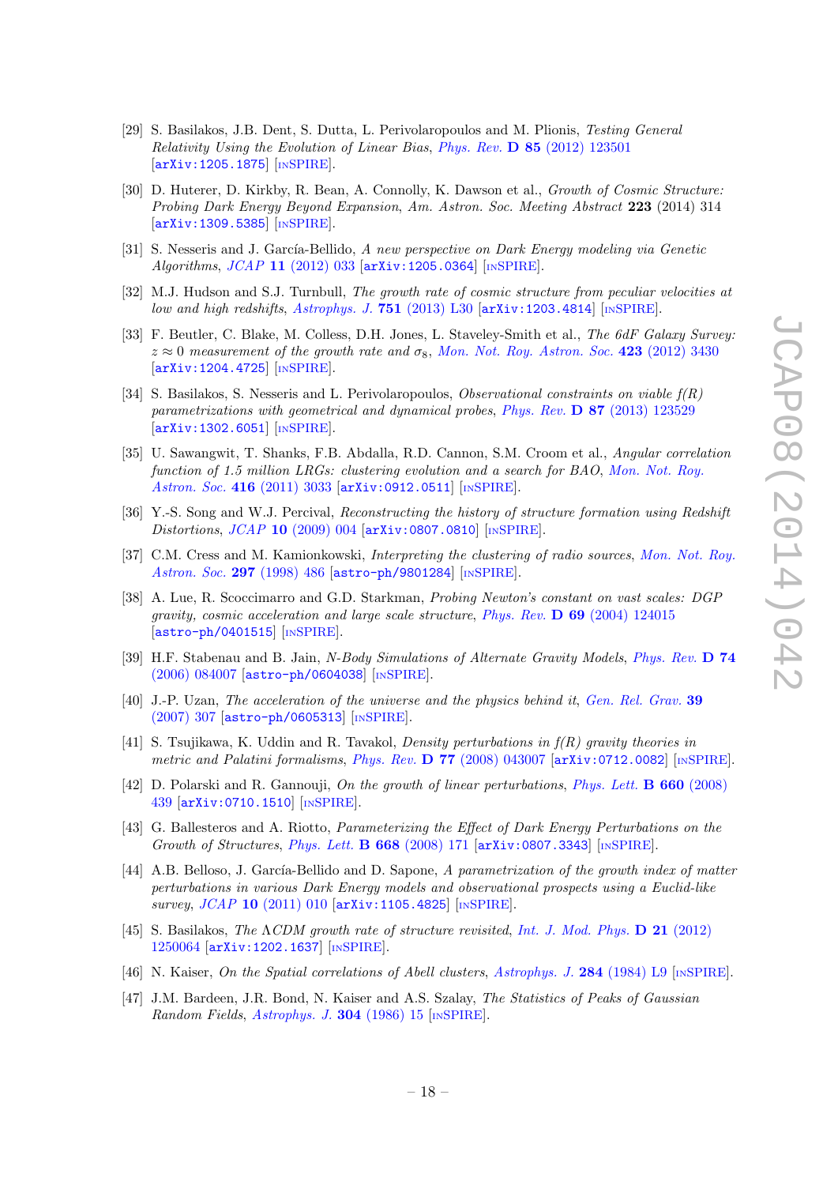[29] S. Basilakos, J.B. Dent, S. Dutta, L. Perivolaropoulos and M. Plionis, *Testing General Relativity Using the Evolution of Linear Bias*, Phys. Rev. **D 85** (2012) 123501 [arXiv:1205.1875] [INSPIRE].

[30] D. Huterer, D. Kirkby, R. Bean, A. Connolly, K. Dawson et al., *Growth of Cosmic Structure: Probing Dark Energy Beyond Expansion*, *Am. Astron. Soc. Meeting Abstract* **223** (2014) 314 [arXiv:1309.5385] [INSPIRE].

[31] S. Nesseris and J. García-Bellido, *A new perspective on Dark Energy modeling via Genetic Algorithms*, JCAP **11** (2012) 033 [arXiv:1205.0364] [INSPIRE].

[32] M.J. Hudson and S.J. Turnbull, *The growth rate of cosmic structure from peculiar velocities at low and high redshifts*, Astrophys. J. **751** (2013) L30 [arXiv:1203.4814] [INSPIRE].

[33] F. Beutler, C. Blake, M. Colless, D.H. Jones, L. Staveley-Smith et al., *The 6dF Galaxy Survey: $z \approx 0$ measurement of the growth rate and $\sigma_8$*, Mon. Not. Roy. Astron. Soc. **423** (2012) 3430 [arXiv:1204.4725] [INSPIRE].

[34] S. Basilakos, S. Nesseris and L. Perivolaropoulos, *Observational constraints on viable f(R) parametrizations with geometrical and dynamical probes*, Phys. Rev. **D 87** (2013) 123529 [arXiv:1302.6051] [INSPIRE].

[35] U. Sawangwit, T. Shanks, F.B. Abdalla, R.D. Cannon, S.M. Croom et al., *Angular correlation function of 1.5 million LRGs: clustering evolution and a search for BAO*, Mon. Not. Roy. Astron. Soc. **416** (2011) 3033 [arXiv:0912.0511] [INSPIRE].

[36] Y.-S. Song and W.J. Percival, *Reconstructing the history of structure formation using Redshift Distortions*, JCAP **10** (2009) 004 [arXiv:0807.0810] [INSPIRE].

[37] C.M. Cress and M. Kamionkowski, *Interpreting the clustering of radio sources*, Mon. Not. Roy. Astron. Soc. **297** (1998) 486 [astro-ph/9801284] [INSPIRE].

[38] A. Lue, R. Scoccimarro and G.D. Starkman, *Probing Newton's constant on vast scales: DGP gravity, cosmic acceleration and large scale structure*, Phys. Rev. **D 69** (2004) 124015 [astro-ph/0401515] [INSPIRE].

[39] H.F. Stabenau and B. Jain, *N-Body Simulations of Alternate Gravity Models*, Phys. Rev. **D 74** (2006) 084007 [astro-ph/0604038] [INSPIRE].

[40] J.-P. Uzan, *The acceleration of the universe and the physics behind it*, Gen. Rel. Grav. **39** (2007) 307 [astro-ph/0605313] [INSPIRE].

[41] S. Tsujikawa, K. Uddin and R. Tavakol, *Density perturbations in f(R) gravity theories in metric and Palatini formalisms*, Phys. Rev. **D 77** (2008) 043007 [arXiv:0712.0082] [INSPIRE].

[42] D. Polarski and R. Gannouji, *On the growth of linear perturbations*, Phys. Lett. **B 660** (2008) 439 [arXiv:0710.1510] [INSPIRE].

[43] G. Ballesteros and A. Riotto, *Parameterizing the Effect of Dark Energy Perturbations on the Growth of Structures*, Phys. Lett. **B 668** (2008) 171 [arXiv:0807.3343] [INSPIRE].

[44] A.B. Belloso, J. García-Bellido and D. Sapone, *A parametrization of the growth index of matter perturbations in various Dark Energy models and observational prospects using a Euclid-like survey*, JCAP **10** (2011) 010 [arXiv:1105.4825] [INSPIRE].

[45] S. Basilakos, *The ΛCDM growth rate of structure revisited*, Int. J. Mod. Phys. **D 21** (2012) 1250064 [arXiv:1202.1637] [INSPIRE].

[46] N. Kaiser, *On the Spatial correlations of Abell clusters*, Astrophys. J. **284** (1984) L9 [INSPIRE].

[47] J.M. Bardeen, J.R. Bond, N. Kaiser and A.S. Szalay, *The Statistics of Peaks of Gaussian Random Fields*, Astrophys. J. **304** (1986) 15 [INSPIRE].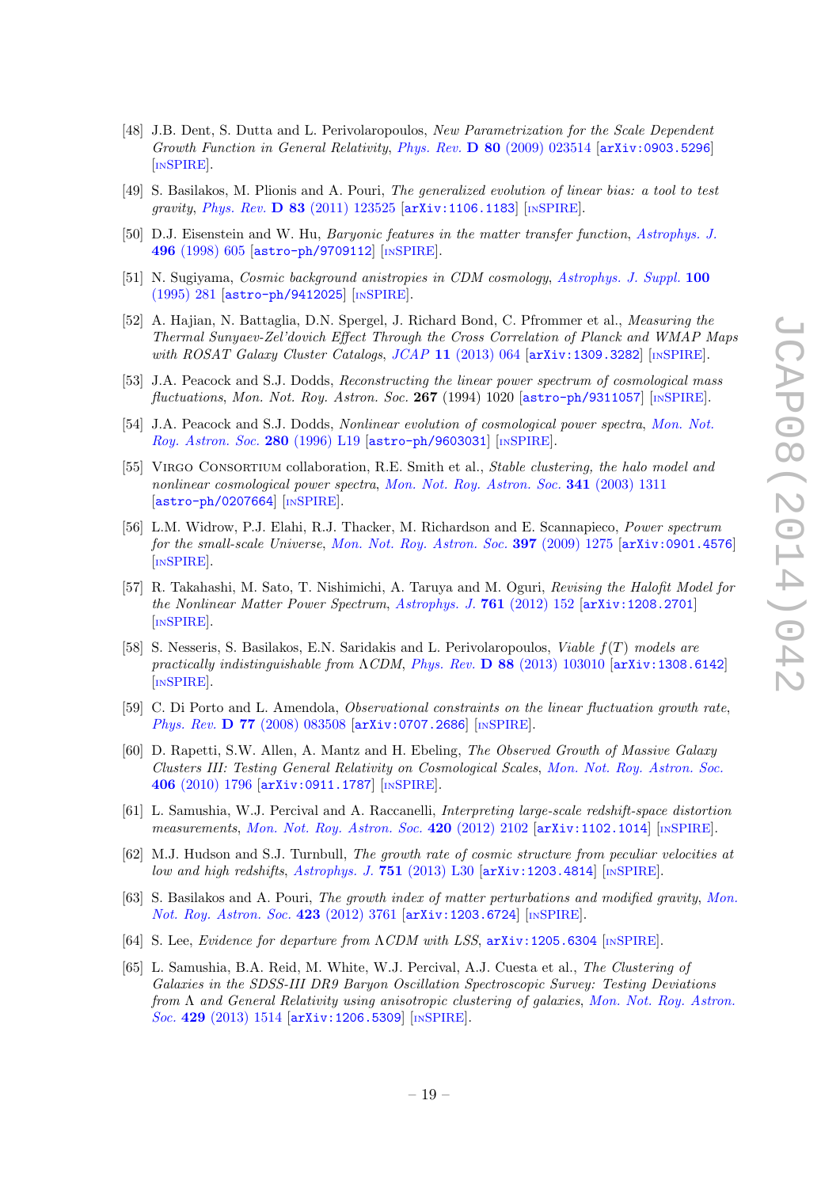[48] J.B. Dent, S. Dutta and L. Perivolaropoulos, *New Parametrization for the Scale Dependent Growth Function in General Relativity*, *Phys. Rev.* **D 80** (2009) 023514 [arXiv:0903.5296] [INSPIRE].

[49] S. Basilakos, M. Plionis and A. Pouri, *The generalized evolution of linear bias: a tool to test gravity*, *Phys. Rev.* **D 83** (2011) 123525 [arXiv:1106.1183] [INSPIRE].

[50] D.J. Eisenstein and W. Hu, *Baryonic features in the matter transfer function*, *Astrophys. J.* **496** (1998) 605 [astro-ph/9709112] [INSPIRE].

[51] N. Sugiyama, *Cosmic background anistropies in CDM cosmology*, *Astrophys. J. Suppl.* **100** (1995) 281 [astro-ph/9412025] [INSPIRE].

[52] A. Hajian, N. Battaglia, D.N. Spergel, J. Richard Bond, C. Pfrommer et al., *Measuring the Thermal Sunyaev-Zel'dovich Effect Through the Cross Correlation of Planck and WMAP Maps with ROSAT Galaxy Cluster Catalogs*, *JCAP* **11** (2013) 064 [arXiv:1309.3282] [INSPIRE].

[53] J.A. Peacock and S.J. Dodds, *Reconstructing the linear power spectrum of cosmological mass fluctuations*, Mon. Not. Roy. Astron. Soc. **267** (1994) 1020 [astro-ph/9311057] [INSPIRE].

[54] J.A. Peacock and S.J. Dodds, *Nonlinear evolution of cosmological power spectra*, *Mon. Not. Roy. Astron. Soc.* **280** (1996) L19 [astro-ph/9603031] [INSPIRE].

[55] Virgo Consortium collaboration, R.E. Smith et al., *Stable clustering, the halo model and nonlinear cosmological power spectra*, *Mon. Not. Roy. Astron. Soc.* **341** (2003) 1311 [astro-ph/0207664] [INSPIRE].

[56] L.M. Widrow, P.J. Elahi, R.J. Thacker, M. Richardson and E. Scannapieco, *Power spectrum for the small-scale Universe*, *Mon. Not. Roy. Astron. Soc.* **397** (2009) 1275 [arXiv:0901.4576] [INSPIRE].

[57] R. Takahashi, M. Sato, T. Nishimichi, A. Taruya and M. Oguri, *Revising the Halofit Model for the Nonlinear Matter Power Spectrum*, *Astrophys. J.* **761** (2012) 152 [arXiv:1208.2701] [INSPIRE].

[58] S. Nesseris, S. Basilakos, E.N. Saridakis and L. Perivolaropoulos, *Viable $f(T)$ models are practically indistinguishable from $\Lambda$CDM*, *Phys. Rev.* **D 88** (2013) 103010 [arXiv:1308.6142] [INSPIRE].

[59] C. Di Porto and L. Amendola, *Observational constraints on the linear fluctuation growth rate*, *Phys. Rev.* **D 77** (2008) 083508 [arXiv:0707.2686] [INSPIRE].

[60] D. Rapetti, S.W. Allen, A. Mantz and H. Ebeling, *The Observed Growth of Massive Galaxy Clusters III: Testing General Relativity on Cosmological Scales*, *Mon. Not. Roy. Astron. Soc.* **406** (2010) 1796 [arXiv:0911.1787] [INSPIRE].

[61] L. Samushia, W.J. Percival and A. Raccanelli, *Interpreting large-scale redshift-space distortion measurements*, *Mon. Not. Roy. Astron. Soc.* **420** (2012) 2102 [arXiv:1102.1014] [INSPIRE].

[62] M.J. Hudson and S.J. Turnbull, *The growth rate of cosmic structure from peculiar velocities at low and high redshifts*, *Astrophys. J.* **751** (2013) L30 [arXiv:1203.4814] [INSPIRE].

[63] S. Basilakos and A. Pouri, *The growth index of matter perturbations and modified gravity*, *Mon. Not. Roy. Astron. Soc.* **423** (2012) 3761 [arXiv:1203.6724] [INSPIRE].

[64] S. Lee, *Evidence for departure from $\Lambda$CDM with LSS*, arXiv:1205.6304 [INSPIRE].

[65] L. Samushia, B.A. Reid, M. White, W.J. Percival, A.J. Cuesta et al., *The Clustering of Galaxies in the SDSS-III DR9 Baryon Oscillation Spectroscopic Survey: Testing Deviations from $\Lambda$ and General Relativity using anisotropic clustering of galaxies*, *Mon. Not. Roy. Astron. Soc.* **429** (2013) 1514 [arXiv:1206.5309] [INSPIRE].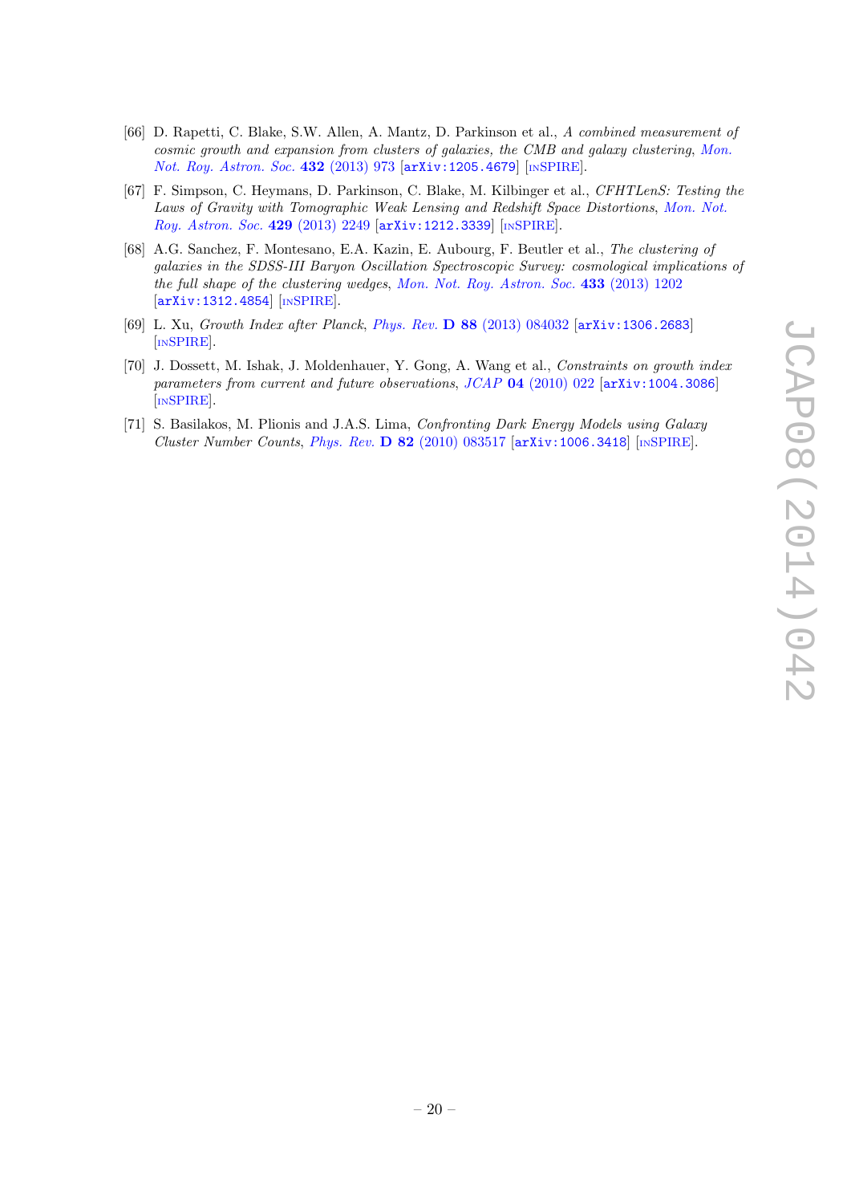[66] D. Rapetti, C. Blake, S.W. Allen, A. Mantz, D. Parkinson et al., *A combined measurement of cosmic growth and expansion from clusters of galaxies, the CMB and galaxy clustering*, Mon. Not. Roy. Astron. Soc. **432** (2013) 973 [arXiv:1205.4679] [INSPIRE].

[67] F. Simpson, C. Heymans, D. Parkinson, C. Blake, M. Kilbinger et al., *CFHTLenS: Testing the Laws of Gravity with Tomographic Weak Lensing and Redshift Space Distortions*, Mon. Not. Roy. Astron. Soc. **429** (2013) 2249 [arXiv:1212.3339] [INSPIRE].

[68] A.G. Sanchez, F. Montesano, E.A. Kazin, E. Aubourg, F. Beutler et al., *The clustering of galaxies in the SDSS-III Baryon Oscillation Spectroscopic Survey: cosmological implications of the full shape of the clustering wedges*, Mon. Not. Roy. Astron. Soc. **433** (2013) 1202 [arXiv:1312.4854] [INSPIRE].

[69] L. Xu, *Growth Index after Planck*, Phys. Rev. **D 88** (2013) 084032 [arXiv:1306.2683] [INSPIRE].

[70] J. Dossett, M. Ishak, J. Moldenhauer, Y. Gong, A. Wang et al., *Constraints on growth index parameters from current and future observations*, JCAP **04** (2010) 022 [arXiv:1004.3086] [INSPIRE].

[71] S. Basilakos, M. Plionis and J.A.S. Lima, *Confronting Dark Energy Models using Galaxy Cluster Number Counts*, Phys. Rev. **D 82** (2010) 083517 [arXiv:1006.3418] [INSPIRE].